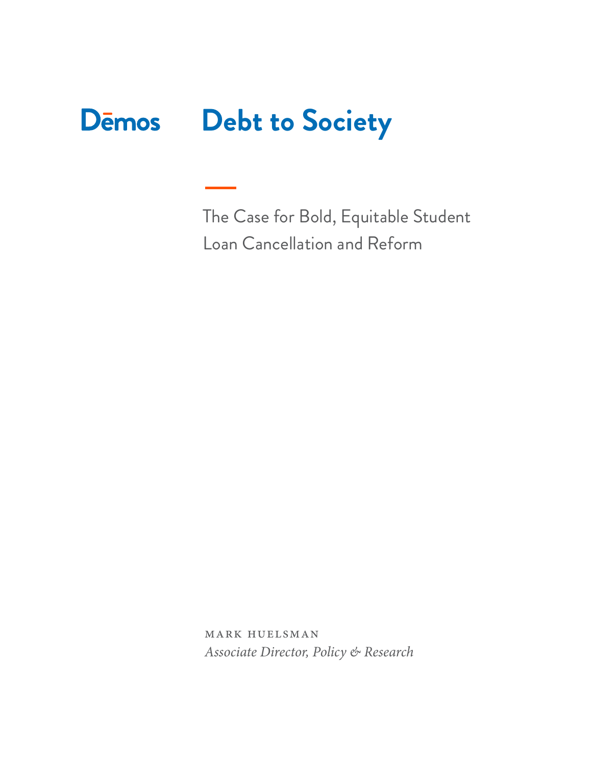Dēmos

# Debt to Society

The Case for Bold, Equitable Student Loan Cancellation and Reform

MARK HUELSMAN
*Associate Director, Policy & Research*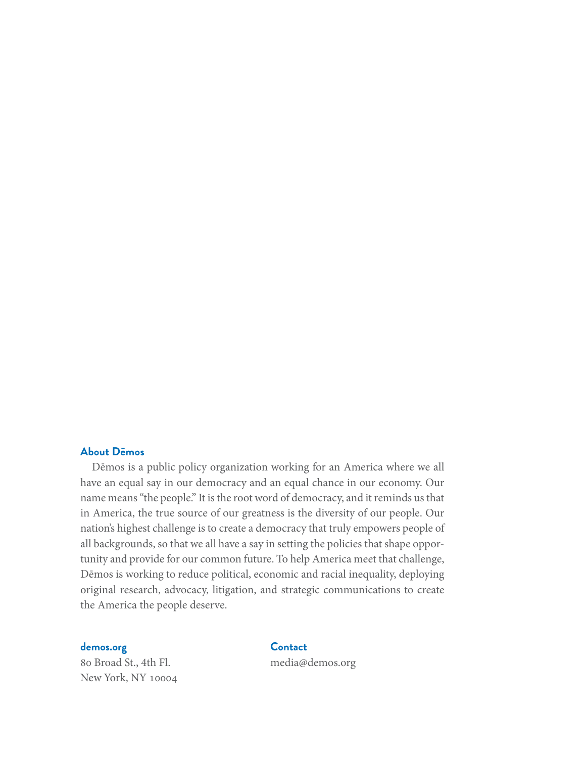### About Dēmos

Dēmos is a public policy organization working for an America where we all have an equal say in our democracy and an equal chance in our economy. Our name means "the people." It is the root word of democracy, and it reminds us that in America, the true source of our greatness is the diversity of our people. Our nation's highest challenge is to create a democracy that truly empowers people of all backgrounds, so that we all have a say in setting the policies that shape opportunity and provide for our common future. To help America meet that challenge, Dēmos is working to reduce political, economic and racial inequality, deploying original research, advocacy, litigation, and strategic communications to create the America the people deserve.

**demos.org**
80 Broad St., 4th Fl.
New York, NY 10004

**Contact**
media@demos.org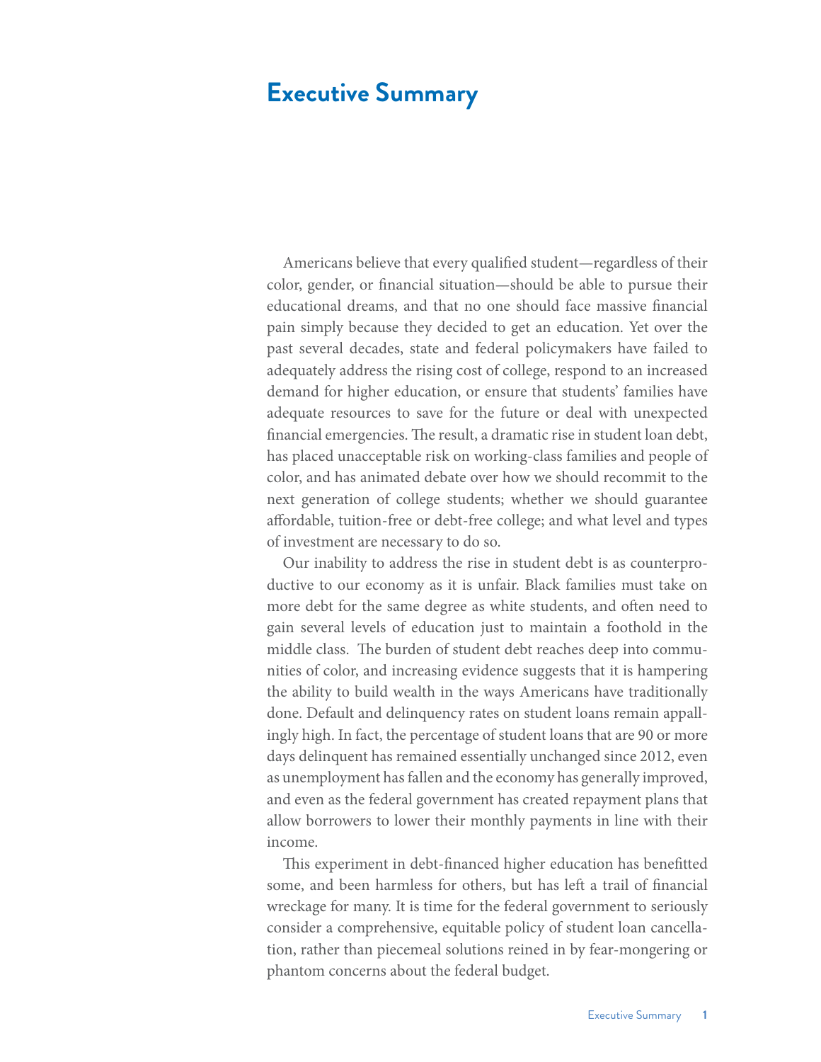# Executive Summary

Americans believe that every qualified student—regardless of their color, gender, or financial situation—should be able to pursue their educational dreams, and that no one should face massive financial pain simply because they decided to get an education. Yet over the past several decades, state and federal policymakers have failed to adequately address the rising cost of college, respond to an increased demand for higher education, or ensure that students' families have adequate resources to save for the future or deal with unexpected financial emergencies. The result, a dramatic rise in student loan debt, has placed unacceptable risk on working-class families and people of color, and has animated debate over how we should recommit to the next generation of college students; whether we should guarantee affordable, tuition-free or debt-free college; and what level and types of investment are necessary to do so.

Our inability to address the rise in student debt is as counterproductive to our economy as it is unfair. Black families must take on more debt for the same degree as white students, and often need to gain several levels of education just to maintain a foothold in the middle class. The burden of student debt reaches deep into communities of color, and increasing evidence suggests that it is hampering the ability to build wealth in the ways Americans have traditionally done. Default and delinquency rates on student loans remain appallingly high. In fact, the percentage of student loans that are 90 or more days delinquent has remained essentially unchanged since 2012, even as unemployment has fallen and the economy has generally improved, and even as the federal government has created repayment plans that allow borrowers to lower their monthly payments in line with their income.

This experiment in debt-financed higher education has benefitted some, and been harmless for others, but has left a trail of financial wreckage for many. It is time for the federal government to seriously consider a comprehensive, equitable policy of student loan cancellation, rather than piecemeal solutions reined in by fear-mongering or phantom concerns about the federal budget.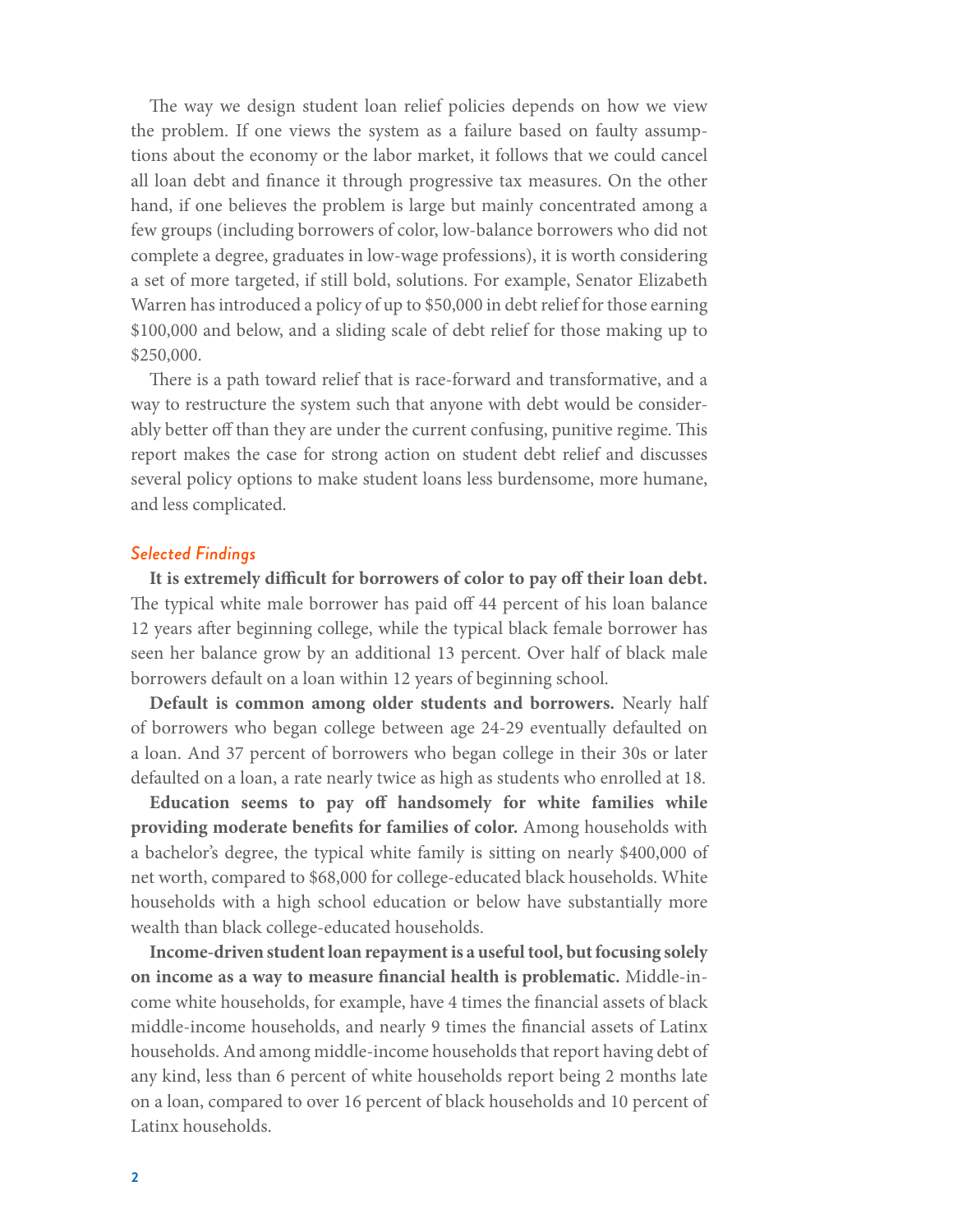The way we design student loan relief policies depends on how we view the problem. If one views the system as a failure based on faulty assumptions about the economy or the labor market, it follows that we could cancel all loan debt and finance it through progressive tax measures. On the other hand, if one believes the problem is large but mainly concentrated among a few groups (including borrowers of color, low-balance borrowers who did not complete a degree, graduates in low-wage professions), it is worth considering a set of more targeted, if still bold, solutions. For example, Senator Elizabeth Warren has introduced a policy of up to $50,000 in debt relief for those earning $100,000 and below, and a sliding scale of debt relief for those making up to $250,000.

There is a path toward relief that is race-forward and transformative, and a way to restructure the system such that anyone with debt would be considerably better off than they are under the current confusing, punitive regime. This report makes the case for strong action on student debt relief and discusses several policy options to make student loans less burdensome, more humane, and less complicated.

### *Selected Findings*

**It is extremely difficult for borrowers of color to pay off their loan debt.** The typical white male borrower has paid off 44 percent of his loan balance 12 years after beginning college, while the typical black female borrower has seen her balance grow by an additional 13 percent. Over half of black male borrowers default on a loan within 12 years of beginning school.

**Default is common among older students and borrowers.** Nearly half of borrowers who began college between age 24-29 eventually defaulted on a loan. And 37 percent of borrowers who began college in their 30s or later defaulted on a loan, a rate nearly twice as high as students who enrolled at 18.

**Education seems to pay off handsomely for white families while providing moderate benefits for families of color.** Among households with a bachelor's degree, the typical white family is sitting on nearly $400,000 of net worth, compared to $68,000 for college-educated black households. White households with a high school education or below have substantially more wealth than black college-educated households.

**Income-driven student loan repayment is a useful tool, but focusing solely on income as a way to measure financial health is problematic.** Middle-income white households, for example, have 4 times the financial assets of black middle-income households, and nearly 9 times the financial assets of Latinx households. And among middle-income households that report having debt of any kind, less than 6 percent of white households report being 2 months late on a loan, compared to over 16 percent of black households and 10 percent of Latinx households.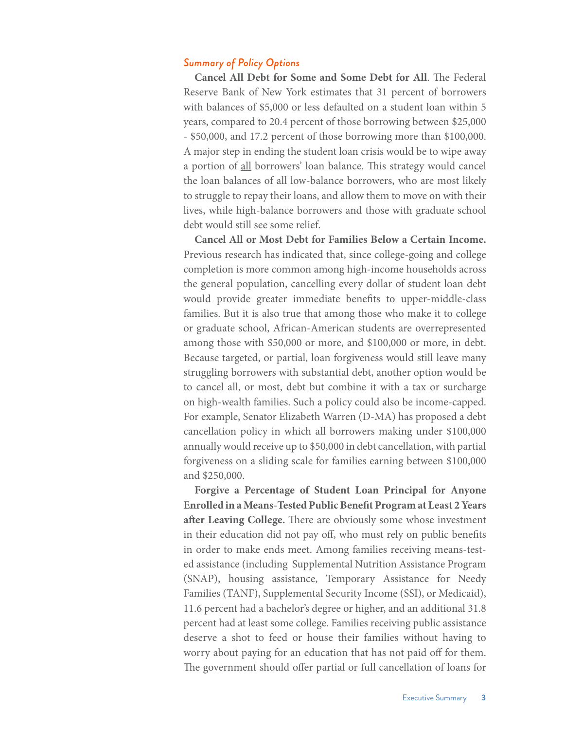### *Summary of Policy Options*

**Cancel All Debt for Some and Some Debt for All**. The Federal Reserve Bank of New York estimates that 31 percent of borrowers with balances of $5,000 or less defaulted on a student loan within 5 years, compared to 20.4 percent of those borrowing between $25,000 - $50,000, and 17.2 percent of those borrowing more than $100,000. A major step in ending the student loan crisis would be to wipe away a portion of <u>all</u> borrowers' loan balance. This strategy would cancel the loan balances of all low-balance borrowers, who are most likely to struggle to repay their loans, and allow them to move on with their lives, while high-balance borrowers and those with graduate school debt would still see some relief.

**Cancel All or Most Debt for Families Below a Certain Income.** Previous research has indicated that, since college-going and college completion is more common among high-income households across the general population, cancelling every dollar of student loan debt would provide greater immediate benefits to upper-middle-class families. But it is also true that among those who make it to college or graduate school, African-American students are overrepresented among those with $50,000 or more, and $100,000 or more, in debt. Because targeted, or partial, loan forgiveness would still leave many struggling borrowers with substantial debt, another option would be to cancel all, or most, debt but combine it with a tax or surcharge on high-wealth families. Such a policy could also be income-capped. For example, Senator Elizabeth Warren (D-MA) has proposed a debt cancellation policy in which all borrowers making under $100,000 annually would receive up to $50,000 in debt cancellation, with partial forgiveness on a sliding scale for families earning between $100,000 and $250,000.

**Forgive a Percentage of Student Loan Principal for Anyone Enrolled in a Means-Tested Public Benefit Program at Least 2 Years after Leaving College.** There are obviously some whose investment in their education did not pay off, who must rely on public benefits in order to make ends meet. Among families receiving means-tested assistance (including Supplemental Nutrition Assistance Program (SNAP), housing assistance, Temporary Assistance for Needy Families (TANF), Supplemental Security Income (SSI), or Medicaid), 11.6 percent had a bachelor's degree or higher, and an additional 31.8 percent had at least some college. Families receiving public assistance deserve a shot to feed or house their families without having to worry about paying for an education that has not paid off for them. The government should offer partial or full cancellation of loans for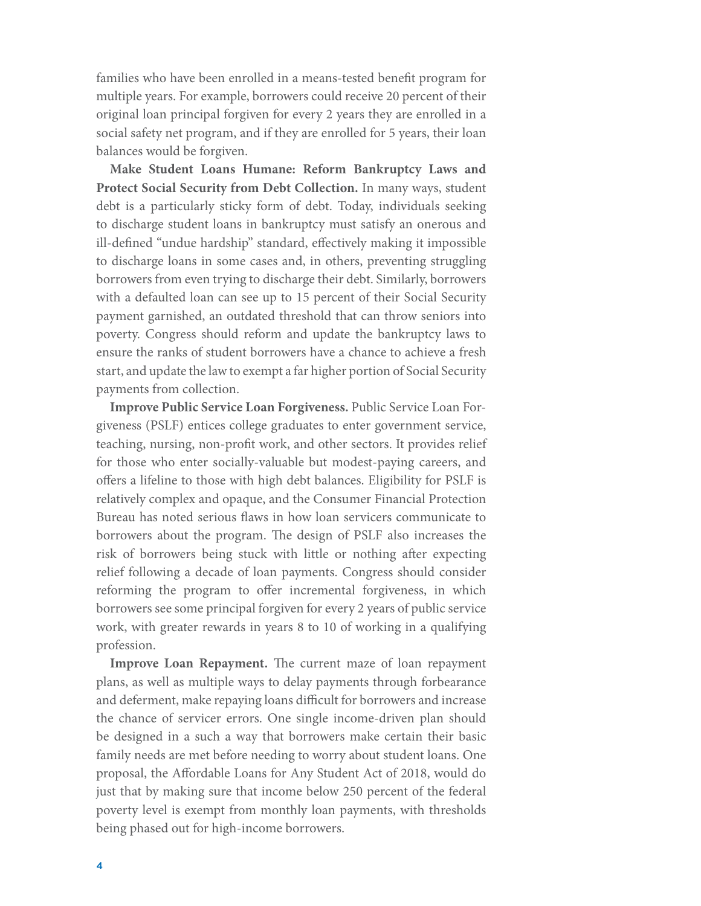families who have been enrolled in a means-tested benefit program for multiple years. For example, borrowers could receive 20 percent of their original loan principal forgiven for every 2 years they are enrolled in a social safety net program, and if they are enrolled for 5 years, their loan balances would be forgiven.

**Make Student Loans Humane: Reform Bankruptcy Laws and Protect Social Security from Debt Collection.** In many ways, student debt is a particularly sticky form of debt. Today, individuals seeking to discharge student loans in bankruptcy must satisfy an onerous and ill-defined "undue hardship" standard, effectively making it impossible to discharge loans in some cases and, in others, preventing struggling borrowers from even trying to discharge their debt. Similarly, borrowers with a defaulted loan can see up to 15 percent of their Social Security payment garnished, an outdated threshold that can throw seniors into poverty. Congress should reform and update the bankruptcy laws to ensure the ranks of student borrowers have a chance to achieve a fresh start, and update the law to exempt a far higher portion of Social Security payments from collection.

**Improve Public Service Loan Forgiveness.** Public Service Loan Forgiveness (PSLF) entices college graduates to enter government service, teaching, nursing, non-profit work, and other sectors. It provides relief for those who enter socially-valuable but modest-paying careers, and offers a lifeline to those with high debt balances. Eligibility for PSLF is relatively complex and opaque, and the Consumer Financial Protection Bureau has noted serious flaws in how loan servicers communicate to borrowers about the program. The design of PSLF also increases the risk of borrowers being stuck with little or nothing after expecting relief following a decade of loan payments. Congress should consider reforming the program to offer incremental forgiveness, in which borrowers see some principal forgiven for every 2 years of public service work, with greater rewards in years 8 to 10 of working in a qualifying profession.

**Improve Loan Repayment.** The current maze of loan repayment plans, as well as multiple ways to delay payments through forbearance and deferment, make repaying loans difficult for borrowers and increase the chance of servicer errors. One single income-driven plan should be designed in a such a way that borrowers make certain their basic family needs are met before needing to worry about student loans. One proposal, the Affordable Loans for Any Student Act of 2018, would do just that by making sure that income below 250 percent of the federal poverty level is exempt from monthly loan payments, with thresholds being phased out for high-income borrowers.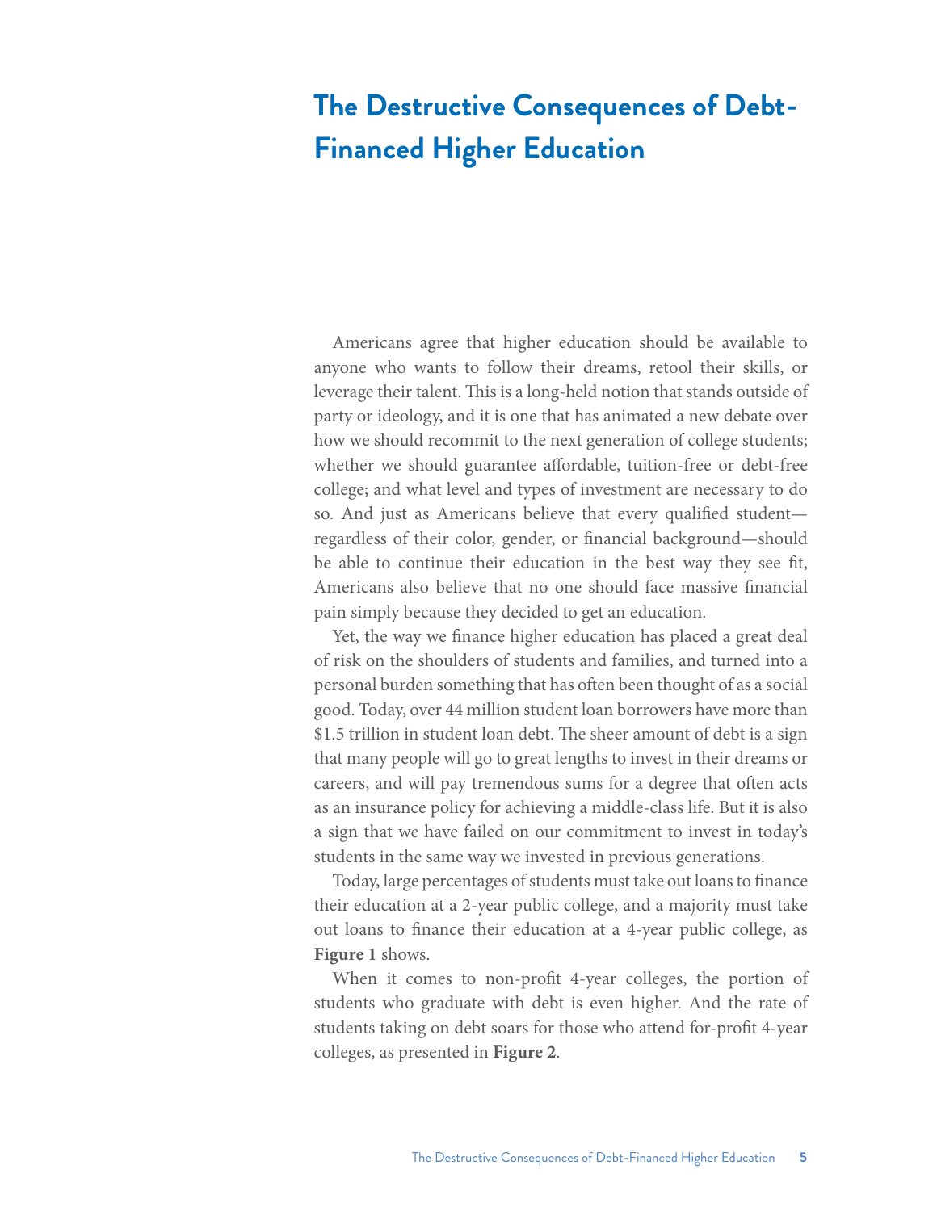# The Destructive Consequences of Debt-Financed Higher Education

Americans agree that higher education should be available to anyone who wants to follow their dreams, retool their skills, or leverage their talent. This is a long-held notion that stands outside of party or ideology, and it is one that has animated a new debate over how we should recommit to the next generation of college students; whether we should guarantee affordable, tuition-free or debt-free college; and what level and types of investment are necessary to do so. And just as Americans believe that every qualified student—regardless of their color, gender, or financial background—should be able to continue their education in the best way they see fit, Americans also believe that no one should face massive financial pain simply because they decided to get an education.

Yet, the way we finance higher education has placed a great deal of risk on the shoulders of students and families, and turned into a personal burden something that has often been thought of as a social good. Today, over 44 million student loan borrowers have more than $1.5 trillion in student loan debt. The sheer amount of debt is a sign that many people will go to great lengths to invest in their dreams or careers, and will pay tremendous sums for a degree that often acts as an insurance policy for achieving a middle-class life. But it is also a sign that we have failed on our commitment to invest in today's students in the same way we invested in previous generations.

Today, large percentages of students must take out loans to finance their education at a 2-year public college, and a majority must take out loans to finance their education at a 4-year public college, as **Figure 1** shows.

When it comes to non-profit 4-year colleges, the portion of students who graduate with debt is even higher. And the rate of students taking on debt soars for those who attend for-profit 4-year colleges, as presented in **Figure 2**.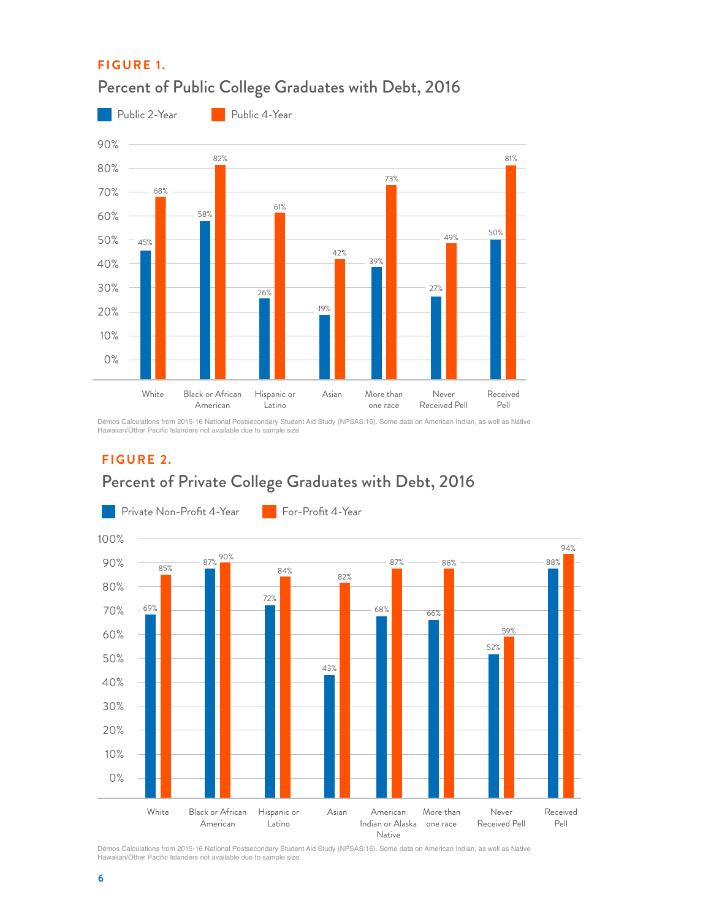**FIGURE 1.**

## Percent of Public College Graduates with Debt, 2016

| | Public 2-Year | Public 4-Year |
|---|---|---|
| White | 45% | 68% |
| Black or African American | 58% | 82% |
| Hispanic or Latino | 26% | 61% |
| Asian | 19% | 42% |
| More than one race | 39% | 73% |
| Never Received Pell | 27% | 49% |
| Received Pell | 50% | 81% |

Dēmos Calculations from 2015-16 National Postsecondary Student Aid Study (NPSAS:16). Some data on American Indian, as well as Native Hawaiian/Other Pacific Islanders not available due to sample size

**FIGURE 2.**

## Percent of Private College Graduates with Debt, 2016

| | Private Non-Profit 4-Year | For-Profit 4-Year |
|---|---|---|
| White | 69% | 85% |
| Black or African American | 87% | 90% |
| Hispanic or Latino | 72% | 84% |
| Asian | 43% | 82% |
| American Indian or Alaska Native | 68% | 87% |
| More than one race | 66% | 88% |
| Never Received Pell | 52% | 59% |
| Received Pell | 88% | 94% |

Dēmos Calculations from 2015-16 National Postsecondary Student Aid Study (NPSAS:16). Some data on American Indian, as well as Native Hawaiian/Other Pacific Islanders not available due to sample size.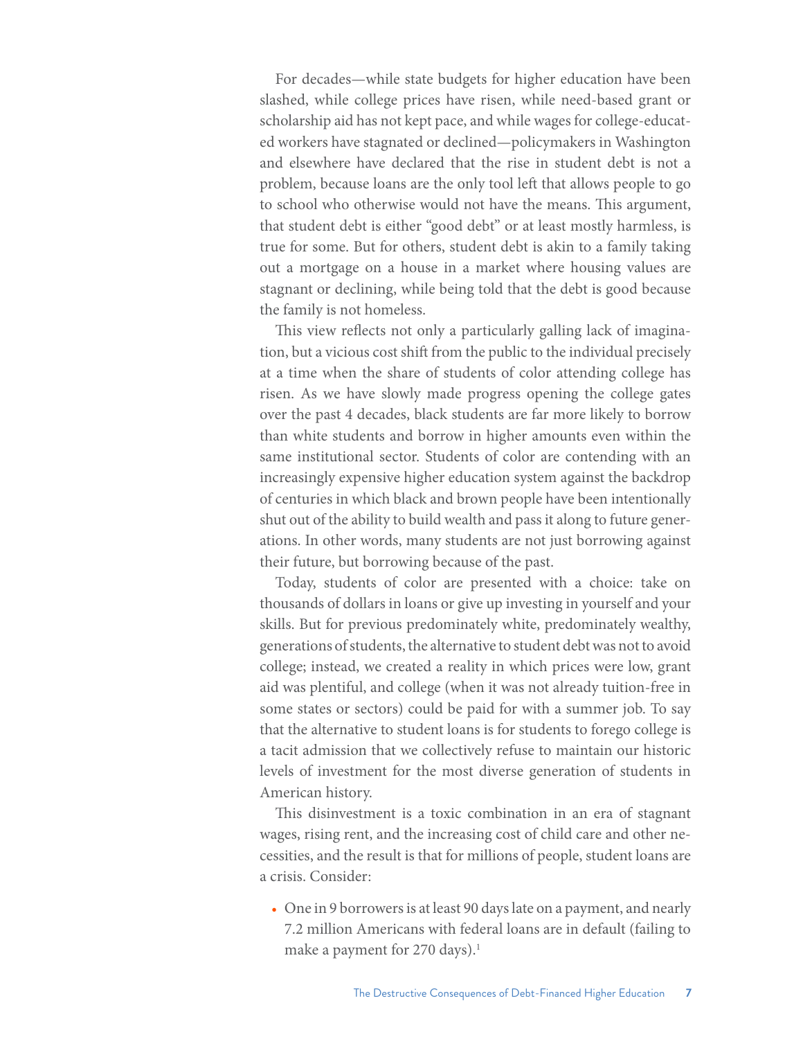For decades—while state budgets for higher education have been slashed, while college prices have risen, while need-based grant or scholarship aid has not kept pace, and while wages for college-educated workers have stagnated or declined—policymakers in Washington and elsewhere have declared that the rise in student debt is not a problem, because loans are the only tool left that allows people to go to school who otherwise would not have the means. This argument, that student debt is either "good debt" or at least mostly harmless, is true for some. But for others, student debt is akin to a family taking out a mortgage on a house in a market where housing values are stagnant or declining, while being told that the debt is good because the family is not homeless.

This view reflects not only a particularly galling lack of imagination, but a vicious cost shift from the public to the individual precisely at a time when the share of students of color attending college has risen. As we have slowly made progress opening the college gates over the past 4 decades, black students are far more likely to borrow than white students and borrow in higher amounts even within the same institutional sector. Students of color are contending with an increasingly expensive higher education system against the backdrop of centuries in which black and brown people have been intentionally shut out of the ability to build wealth and pass it along to future generations. In other words, many students are not just borrowing against their future, but borrowing because of the past.

Today, students of color are presented with a choice: take on thousands of dollars in loans or give up investing in yourself and your skills. But for previous predominately white, predominately wealthy, generations of students, the alternative to student debt was not to avoid college; instead, we created a reality in which prices were low, grant aid was plentiful, and college (when it was not already tuition-free in some states or sectors) could be paid for with a summer job. To say that the alternative to student loans is for students to forego college is a tacit admission that we collectively refuse to maintain our historic levels of investment for the most diverse generation of students in American history.

This disinvestment is a toxic combination in an era of stagnant wages, rising rent, and the increasing cost of child care and other necessities, and the result is that for millions of people, student loans are a crisis. Consider:

- One in 9 borrowers is at least 90 days late on a payment, and nearly 7.2 million Americans with federal loans are in default (failing to make a payment for 270 days).[1]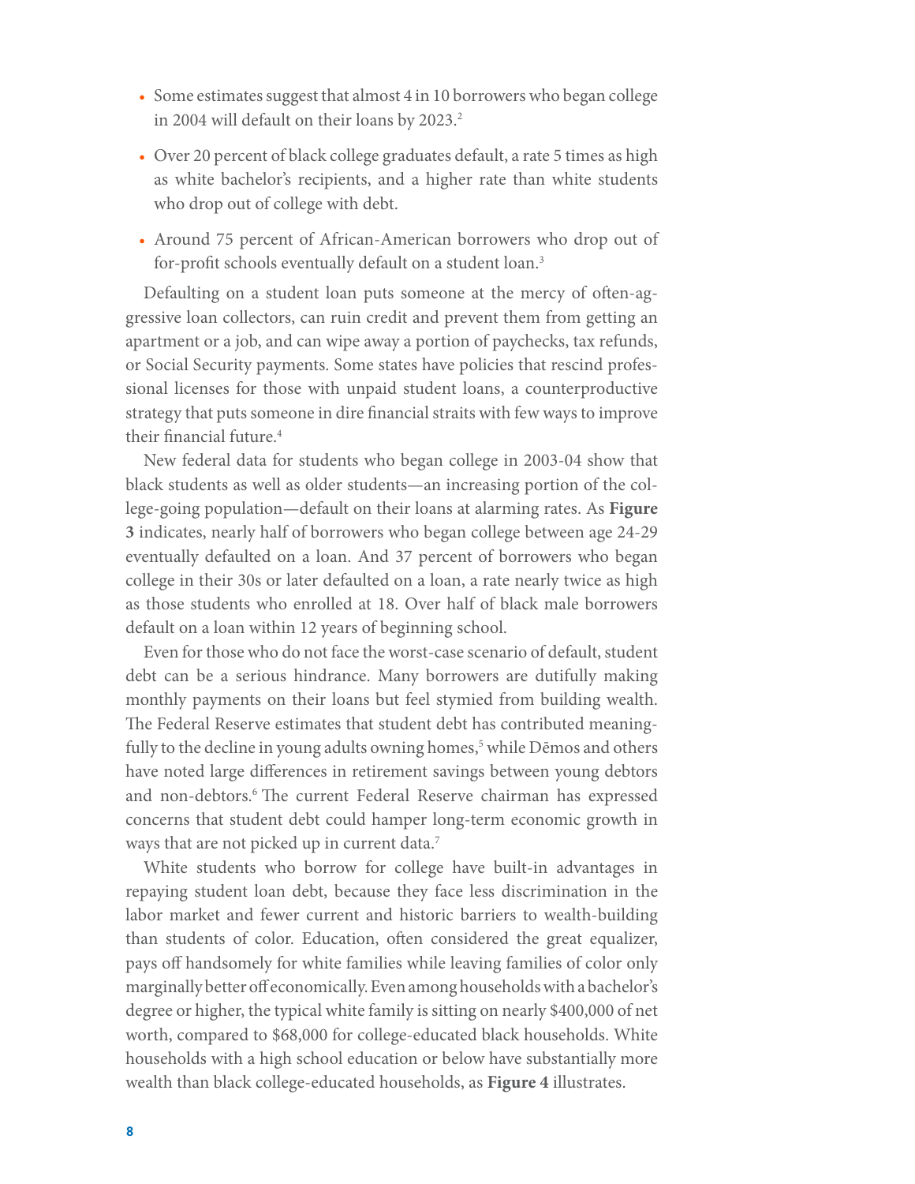- Some estimates suggest that almost 4 in 10 borrowers who began college in 2004 will default on their loans by 2023.[2]
- Over 20 percent of black college graduates default, a rate 5 times as high as white bachelor's recipients, and a higher rate than white students who drop out of college with debt.
- Around 75 percent of African-American borrowers who drop out of for-profit schools eventually default on a student loan.[3]

Defaulting on a student loan puts someone at the mercy of often-aggressive loan collectors, can ruin credit and prevent them from getting an apartment or a job, and can wipe away a portion of paychecks, tax refunds, or Social Security payments. Some states have policies that rescind professional licenses for those with unpaid student loans, a counterproductive strategy that puts someone in dire financial straits with few ways to improve their financial future.[4]

New federal data for students who began college in 2003-04 show that black students as well as older students—an increasing portion of the college-going population—default on their loans at alarming rates. As **Figure 3** indicates, nearly half of borrowers who began college between age 24-29 eventually defaulted on a loan. And 37 percent of borrowers who began college in their 30s or later defaulted on a loan, a rate nearly twice as high as those students who enrolled at 18. Over half of black male borrowers default on a loan within 12 years of beginning school.

Even for those who do not face the worst-case scenario of default, student debt can be a serious hindrance. Many borrowers are dutifully making monthly payments on their loans but feel stymied from building wealth. The Federal Reserve estimates that student debt has contributed meaningfully to the decline in young adults owning homes,[5] while Dēmos and others have noted large differences in retirement savings between young debtors and non-debtors.[6] The current Federal Reserve chairman has expressed concerns that student debt could hamper long-term economic growth in ways that are not picked up in current data.[7]

White students who borrow for college have built-in advantages in repaying student loan debt, because they face less discrimination in the labor market and fewer current and historic barriers to wealth-building than students of color. Education, often considered the great equalizer, pays off handsomely for white families while leaving families of color only marginally better off economically. Even among households with a bachelor's degree or higher, the typical white family is sitting on nearly $400,000 of net worth, compared to $68,000 for college-educated black households. White households with a high school education or below have substantially more wealth than black college-educated households, as **Figure 4** illustrates.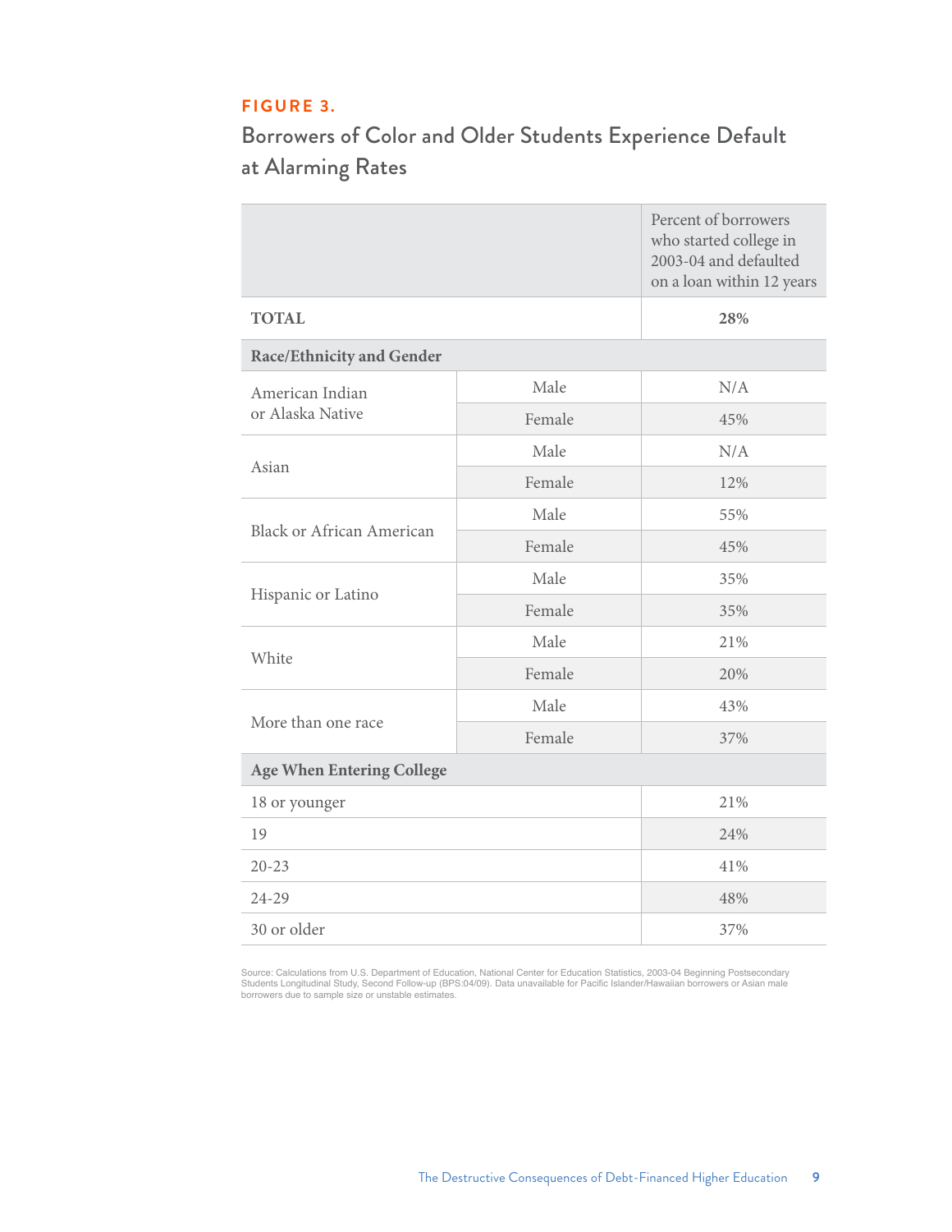**FIGURE 3.**

## Borrowers of Color and Older Students Experience Default at Alarming Rates

| | | Percent of borrowers who started college in 2003-04 and defaulted on a loan within 12 years |
|---|---|---|
| **TOTAL** | | **28%** |
| **Race/Ethnicity and Gender** | | |
| American Indian or Alaska Native | Male | N/A |
| | Female | 45% |
| Asian | Male | N/A |
| | Female | 12% |
| Black or African American | Male | 55% |
| | Female | 45% |
| Hispanic or Latino | Male | 35% |
| | Female | 35% |
| White | Male | 21% |
| | Female | 20% |
| More than one race | Male | 43% |
| | Female | 37% |
| **Age When Entering College** | | |
| 18 or younger | | 21% |
| 19 | | 24% |
| 20-23 | | 41% |
| 24-29 | | 48% |
| 30 or older | | 37% |

Source: Calculations from U.S. Department of Education, National Center for Education Statistics, 2003-04 Beginning Postsecondary Students Longitudinal Study, Second Follow-up (BPS:04/09). Data unavailable for Pacific Islander/Hawaiian borrowers or Asian male borrowers due to sample size or unstable estimates.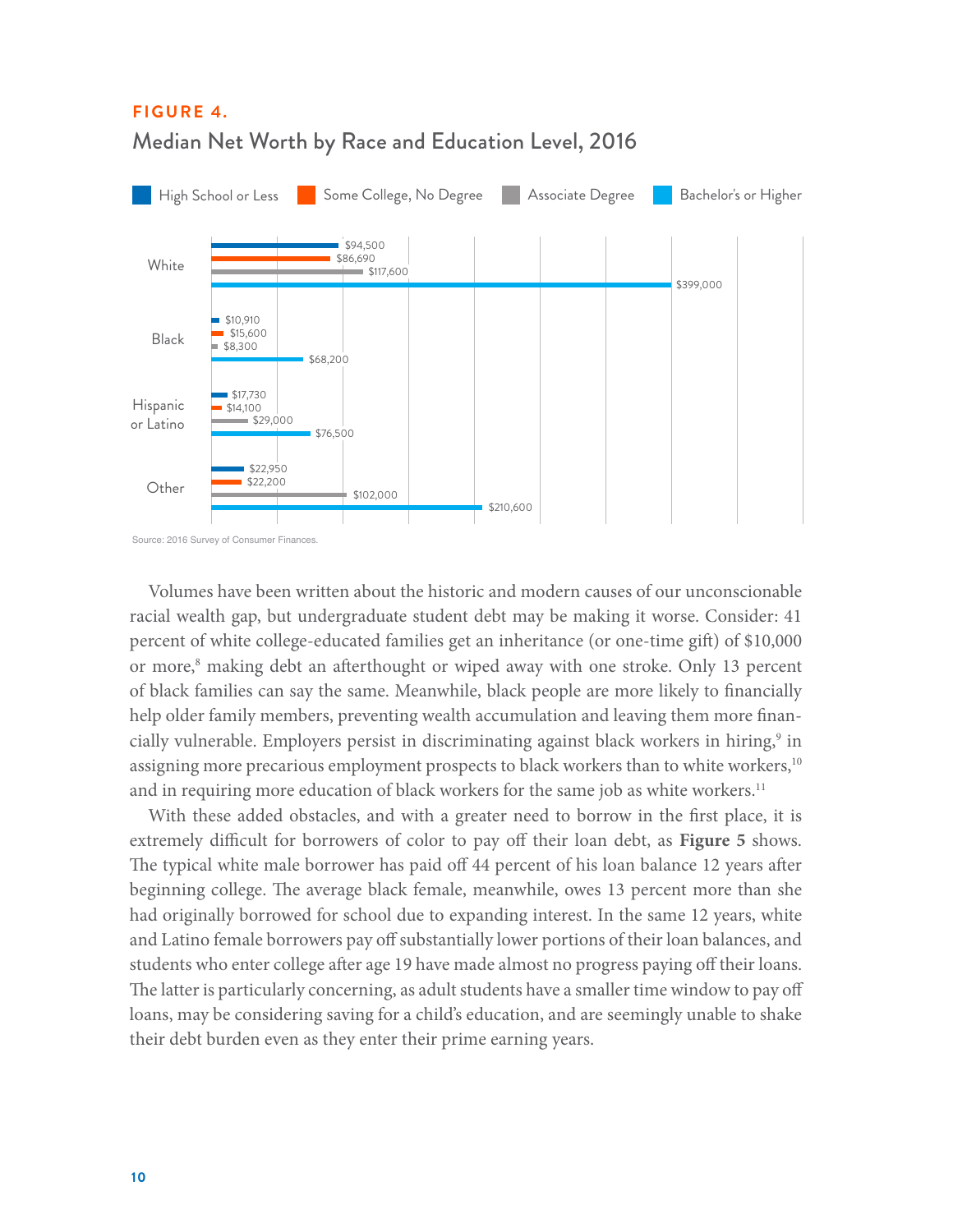**FIGURE 4.**

## Median Net Worth by Race and Education Level, 2016

| | High School or Less | Some College, No Degree | Associate Degree | Bachelor's or Higher |
|---|---|---|---|---|
| White | $94,500 | $86,690 | $117,600 | $399,000 |
| Black | $10,910 | $15,600 | $8,300 | $68,200 |
| Hispanic or Latino | $17,730 | $14,100 | $29,000 | $76,500 |
| Other | $22,950 | $22,200 | $102,000 | $210,600 |

Source: 2016 Survey of Consumer Finances.

Volumes have been written about the historic and modern causes of our unconscionable racial wealth gap, but undergraduate student debt may be making it worse. Consider: 41 percent of white college-educated families get an inheritance (or one-time gift) of $10,000 or more,[8] making debt an afterthought or wiped away with one stroke. Only 13 percent of black families can say the same. Meanwhile, black people are more likely to financially help older family members, preventing wealth accumulation and leaving them more financially vulnerable. Employers persist in discriminating against black workers in hiring,[9] in assigning more precarious employment prospects to black workers than to white workers,[10] and in requiring more education of black workers for the same job as white workers.[11]

With these added obstacles, and with a greater need to borrow in the first place, it is extremely difficult for borrowers of color to pay off their loan debt, as **Figure 5** shows. The typical white male borrower has paid off 44 percent of his loan balance 12 years after beginning college. The average black female, meanwhile, owes 13 percent more than she had originally borrowed for school due to expanding interest. In the same 12 years, white and Latino female borrowers pay off substantially lower portions of their loan balances, and students who enter college after age 19 have made almost no progress paying off their loans. The latter is particularly concerning, as adult students have a smaller time window to pay off loans, may be considering saving for a child's education, and are seemingly unable to shake their debt burden even as they enter their prime earning years.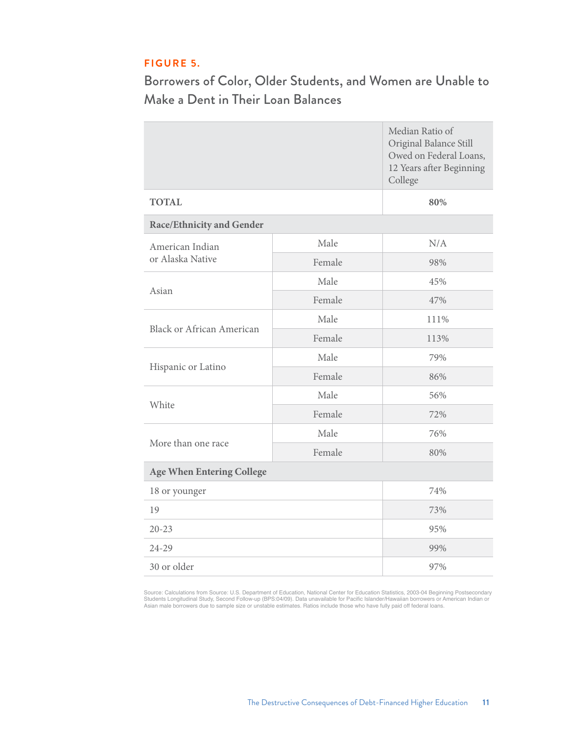**FIGURE 5.**

## Borrowers of Color, Older Students, and Women are Unable to Make a Dent in Their Loan Balances

| | | Median Ratio of Original Balance Still Owed on Federal Loans, 12 Years after Beginning College |
|---|---|---|
| **TOTAL** | | **80%** |
| **Race/Ethnicity and Gender** | | |
| American Indian or Alaska Native | Male | N/A |
| | Female | 98% |
| Asian | Male | 45% |
| | Female | 47% |
| Black or African American | Male | 111% |
| | Female | 113% |
| Hispanic or Latino | Male | 79% |
| | Female | 86% |
| White | Male | 56% |
| | Female | 72% |
| More than one race | Male | 76% |
| | Female | 80% |
| **Age When Entering College** | | |
| 18 or younger | | 74% |
| 19 | | 73% |
| 20-23 | | 95% |
| 24-29 | | 99% |
| 30 or older | | 97% |

Source: Calculations from Source: U.S. Department of Education, National Center for Education Statistics, 2003-04 Beginning Postsecondary Students Longitudinal Study, Second Follow-up (BPS:04/09). Data unavailable for Pacific Islander/Hawaiian borrowers or American Indian or Asian male borrowers due to sample size or unstable estimates. Ratios include those who have fully paid off federal loans.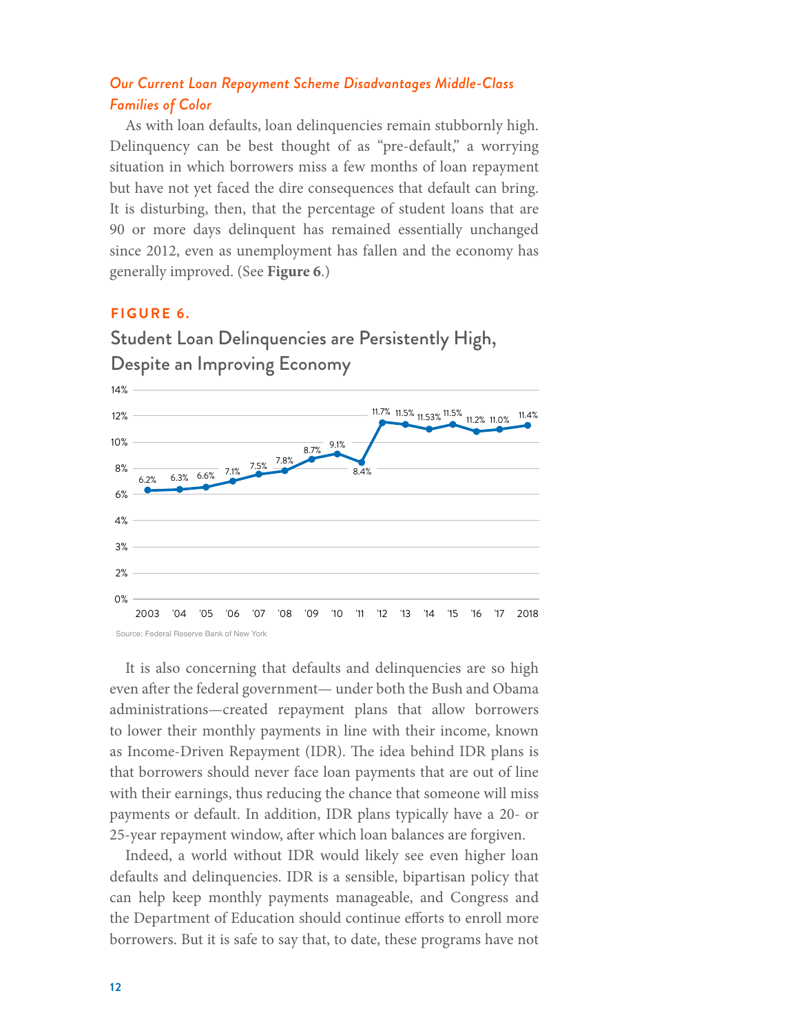### *Our Current Loan Repayment Scheme Disadvantages Middle-Class Families of Color*

As with loan defaults, loan delinquencies remain stubbornly high. Delinquency can be best thought of as "pre-default," a worrying situation in which borrowers miss a few months of loan repayment but have not yet faced the dire consequences that default can bring. It is disturbing, then, that the percentage of student loans that are 90 or more days delinquent has remained essentially unchanged since 2012, even as unemployment has fallen and the economy has generally improved. (See **Figure 6**.)

**FIGURE 6.**

## Student Loan Delinquencies are Persistently High, Despite an Improving Economy

| Year | 2003 | '04 | '05 | '06 | '07 | '08 | '09 | '10 | '11 | '12 | '13 | '14 | '15 | '16 | '17 | 2018 |
|---|---|---|---|---|---|---|---|---|---|---|---|---|---|---|---|---|
| Delinquency | 6.2% | 6.3% | 6.6% | 7.1% | 7.5% | 7.8% | 8.7% | 9.1% | 8.4% | 11.7% | 11.5% | 11.53% | 11.5% | 11.2% | 11.0% | 11.4% |

Source: Federal Reserve Bank of New York

It is also concerning that defaults and delinquencies are so high even after the federal government— under both the Bush and Obama administrations—created repayment plans that allow borrowers to lower their monthly payments in line with their income, known as Income-Driven Repayment (IDR). The idea behind IDR plans is that borrowers should never face loan payments that are out of line with their earnings, thus reducing the chance that someone will miss payments or default. In addition, IDR plans typically have a 20- or 25-year repayment window, after which loan balances are forgiven.

Indeed, a world without IDR would likely see even higher loan defaults and delinquencies. IDR is a sensible, bipartisan policy that can help keep monthly payments manageable, and Congress and the Department of Education should continue efforts to enroll more borrowers. But it is safe to say that, to date, these programs have not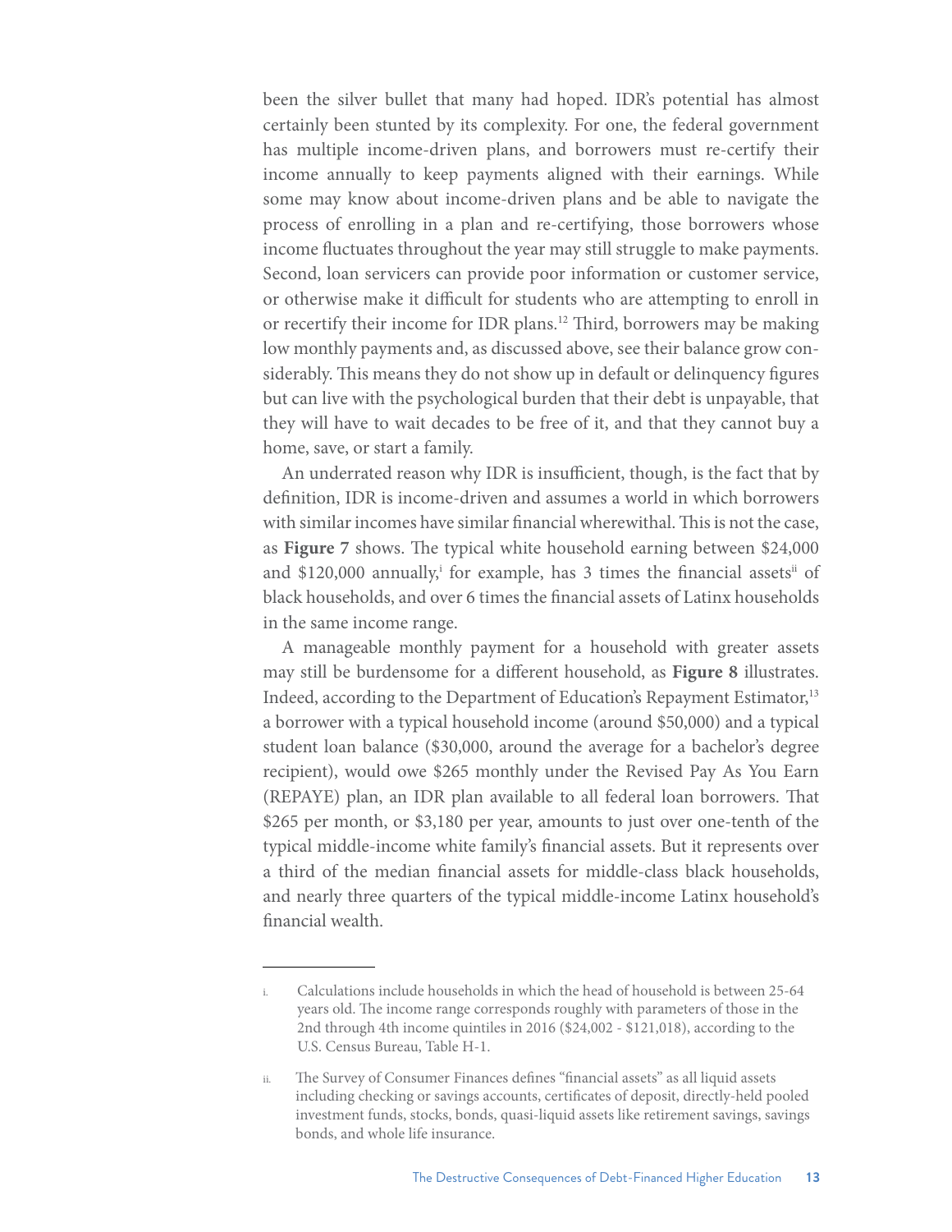been the silver bullet that many had hoped. IDR's potential has almost certainly been stunted by its complexity. For one, the federal government has multiple income-driven plans, and borrowers must re-certify their income annually to keep payments aligned with their earnings. While some may know about income-driven plans and be able to navigate the process of enrolling in a plan and re-certifying, those borrowers whose income fluctuates throughout the year may still struggle to make payments. Second, loan servicers can provide poor information or customer service, or otherwise make it difficult for students who are attempting to enroll in or recertify their income for IDR plans.[12] Third, borrowers may be making low monthly payments and, as discussed above, see their balance grow considerably. This means they do not show up in default or delinquency figures but can live with the psychological burden that their debt is unpayable, that they will have to wait decades to be free of it, and that they cannot buy a home, save, or start a family.

An underrated reason why IDR is insufficient, though, is the fact that by definition, IDR is income-driven and assumes a world in which borrowers with similar incomes have similar financial wherewithal. This is not the case, as **Figure 7** shows. The typical white household earning between \$24,000 and \$120,000 annually,[i] for example, has 3 times the financial assets[ii] of black households, and over 6 times the financial assets of Latinx households in the same income range.

A manageable monthly payment for a household with greater assets may still be burdensome for a different household, as **Figure 8** illustrates. Indeed, according to the Department of Education's Repayment Estimator,[13] a borrower with a typical household income (around \$50,000) and a typical student loan balance (\$30,000, around the average for a bachelor's degree recipient), would owe \$265 monthly under the Revised Pay As You Earn (REPAYE) plan, an IDR plan available to all federal loan borrowers. That \$265 per month, or \$3,180 per year, amounts to just over one-tenth of the typical middle-income white family's financial assets. But it represents over a third of the median financial assets for middle-class black households, and nearly three quarters of the typical middle-income Latinx household's financial wealth.

---

i. Calculations include households in which the head of household is between 25-64 years old. The income range corresponds roughly with parameters of those in the 2nd through 4th income quintiles in 2016 (\$24,002 - \$121,018), according to the U.S. Census Bureau, Table H-1.

ii. The Survey of Consumer Finances defines "financial assets" as all liquid assets including checking or savings accounts, certificates of deposit, directly-held pooled investment funds, stocks, bonds, quasi-liquid assets like retirement savings, savings bonds, and whole life insurance.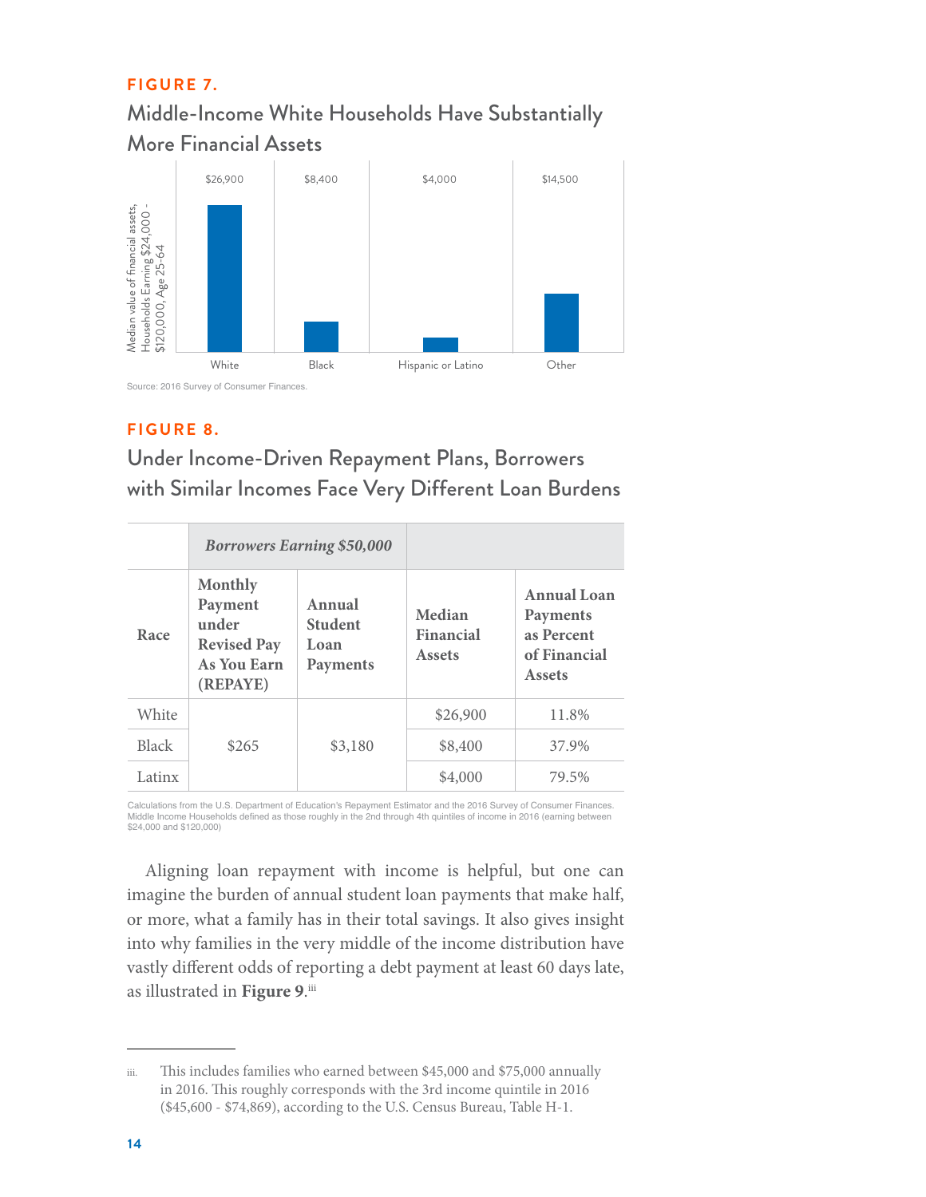**FIGURE 7.**

## Middle-Income White Households Have Substantially More Financial Assets

Median value of financial assets, Households Earning $24,000 - $120,000, Age 25-64

| White | Black | Hispanic or Latino | Other |
|---|---|---|---|
| $26,900 | $8,400 | $4,000 | $14,500 |

Source: 2016 Survey of Consumer Finances.

**FIGURE 8.**

## Under Income-Driven Repayment Plans, Borrowers with Similar Incomes Face Very Different Loan Burdens

| | *Borrowers Earning $50,000* | | | |
|---|---|---|---|---|
| **Race** | **Monthly Payment under Revised Pay As You Earn (REPAYE)** | **Annual Student Loan Payments** | **Median Financial Assets** | **Annual Loan Payments as Percent of Financial Assets** |
| White | $265 | $3,180 | $26,900 | 11.8% |
| Black | | | $8,400 | 37.9% |
| Latinx | | | $4,000 | 79.5% |

Calculations from the U.S. Department of Education's Repayment Estimator and the 2016 Survey of Consumer Finances. Middle Income Households defined as those roughly in the 2nd through 4th quintiles of income in 2016 (earning between $24,000 and $120,000)

Aligning loan repayment with income is helpful, but one can imagine the burden of annual student loan payments that make half, or more, what a family has in their total savings. It also gives insight into why families in the very middle of the income distribution have vastly different odds of reporting a debt payment at least 60 days late, as illustrated in **Figure 9**.[iii]

---

iii. This includes families who earned between $45,000 and $75,000 annually in 2016. This roughly corresponds with the 3rd income quintile in 2016 ($45,600 - $74,869), according to the U.S. Census Bureau, Table H-1.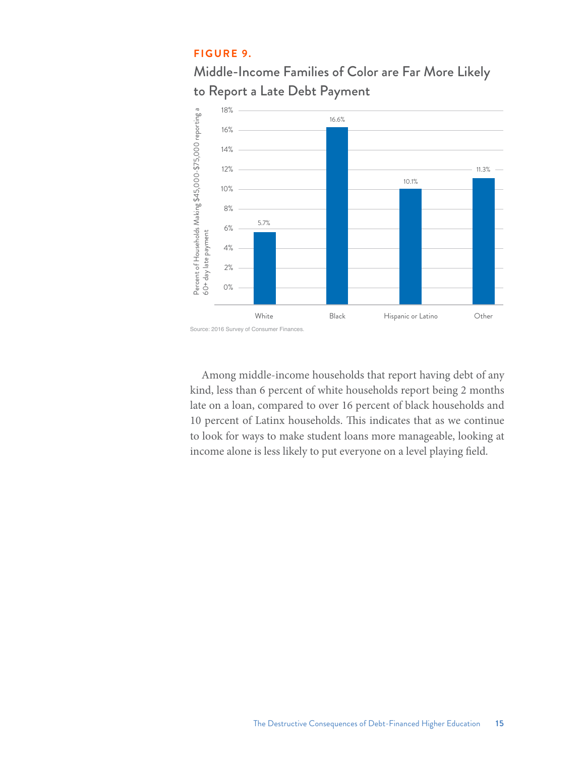**FIGURE 9.**

## Middle-Income Families of Color are Far More Likely to Report a Late Debt Payment

| | Percent of Households Making $45,000-$75,000 reporting a 60+ day late payment |
|---|---|
| White | 5.7% |
| Black | 16.6% |
| Hispanic or Latino | 10.1% |
| Other | 11.3% |

Source: 2016 Survey of Consumer Finances.

Among middle-income households that report having debt of any kind, less than 6 percent of white households report being 2 months late on a loan, compared to over 16 percent of black households and 10 percent of Latinx households. This indicates that as we continue to look for ways to make student loans more manageable, looking at income alone is less likely to put everyone on a level playing field.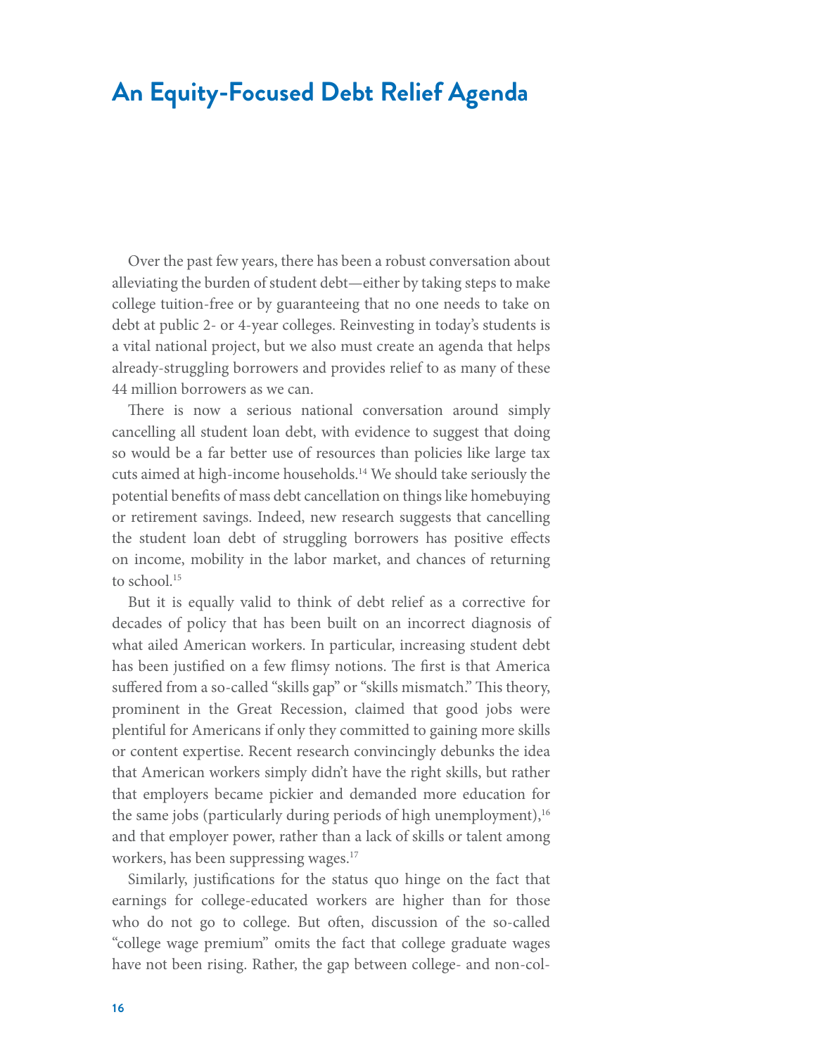# An Equity-Focused Debt Relief Agenda

Over the past few years, there has been a robust conversation about alleviating the burden of student debt—either by taking steps to make college tuition-free or by guaranteeing that no one needs to take on debt at public 2- or 4-year colleges. Reinvesting in today's students is a vital national project, but we also must create an agenda that helps already-struggling borrowers and provides relief to as many of these 44 million borrowers as we can.

There is now a serious national conversation around simply cancelling all student loan debt, with evidence to suggest that doing so would be a far better use of resources than policies like large tax cuts aimed at high-income households.[14] We should take seriously the potential benefits of mass debt cancellation on things like homebuying or retirement savings. Indeed, new research suggests that cancelling the student loan debt of struggling borrowers has positive effects on income, mobility in the labor market, and chances of returning to school.[15]

But it is equally valid to think of debt relief as a corrective for decades of policy that has been built on an incorrect diagnosis of what ailed American workers. In particular, increasing student debt has been justified on a few flimsy notions. The first is that America suffered from a so-called "skills gap" or "skills mismatch." This theory, prominent in the Great Recession, claimed that good jobs were plentiful for Americans if only they committed to gaining more skills or content expertise. Recent research convincingly debunks the idea that American workers simply didn't have the right skills, but rather that employers became pickier and demanded more education for the same jobs (particularly during periods of high unemployment),[16] and that employer power, rather than a lack of skills or talent among workers, has been suppressing wages.[17]

Similarly, justifications for the status quo hinge on the fact that earnings for college-educated workers are higher than for those who do not go to college. But often, discussion of the so-called "college wage premium" omits the fact that college graduate wages have not been rising. Rather, the gap between college- and non-col-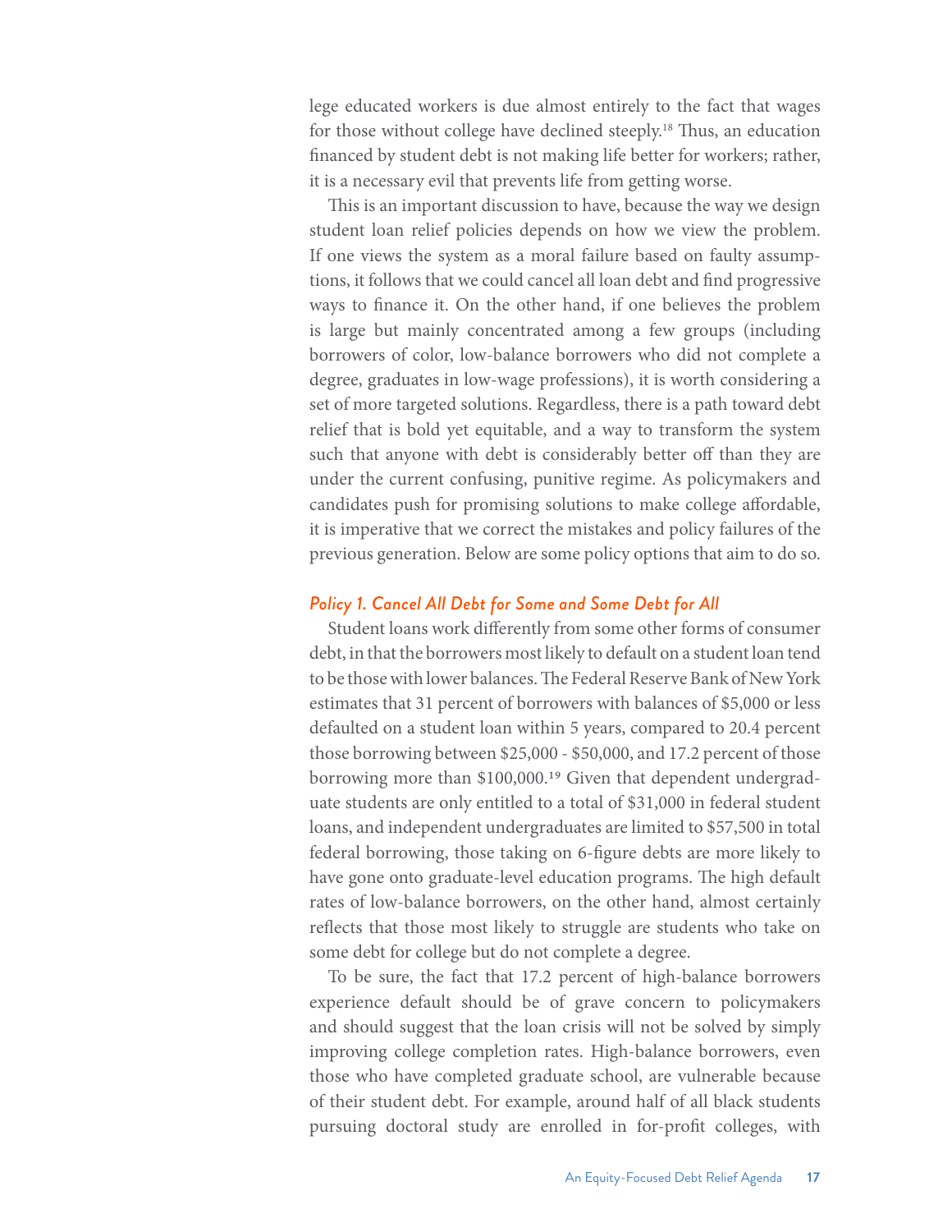lege educated workers is due almost entirely to the fact that wages for those without college have declined steeply.[18] Thus, an education financed by student debt is not making life better for workers; rather, it is a necessary evil that prevents life from getting worse.

This is an important discussion to have, because the way we design student loan relief policies depends on how we view the problem. If one views the system as a moral failure based on faulty assumptions, it follows that we could cancel all loan debt and find progressive ways to finance it. On the other hand, if one believes the problem is large but mainly concentrated among a few groups (including borrowers of color, low-balance borrowers who did not complete a degree, graduates in low-wage professions), it is worth considering a set of more targeted solutions. Regardless, there is a path toward debt relief that is bold yet equitable, and a way to transform the system such that anyone with debt is considerably better off than they are under the current confusing, punitive regime. As policymakers and candidates push for promising solutions to make college affordable, it is imperative that we correct the mistakes and policy failures of the previous generation. Below are some policy options that aim to do so.

### *Policy 1. Cancel All Debt for Some and Some Debt for All*

Student loans work differently from some other forms of consumer debt, in that the borrowers most likely to default on a student loan tend to be those with lower balances. The Federal Reserve Bank of New York estimates that 31 percent of borrowers with balances of $5,000 or less defaulted on a student loan within 5 years, compared to 20.4 percent those borrowing between $25,000 - $50,000, and 17.2 percent of those borrowing more than $100,000.[19] Given that dependent undergraduate students are only entitled to a total of $31,000 in federal student loans, and independent undergraduates are limited to $57,500 in total federal borrowing, those taking on 6-figure debts are more likely to have gone onto graduate-level education programs. The high default rates of low-balance borrowers, on the other hand, almost certainly reflects that those most likely to struggle are students who take on some debt for college but do not complete a degree.

To be sure, the fact that 17.2 percent of high-balance borrowers experience default should be of grave concern to policymakers and should suggest that the loan crisis will not be solved by simply improving college completion rates. High-balance borrowers, even those who have completed graduate school, are vulnerable because of their student debt. For example, around half of all black students pursuing doctoral study are enrolled in for-profit colleges, with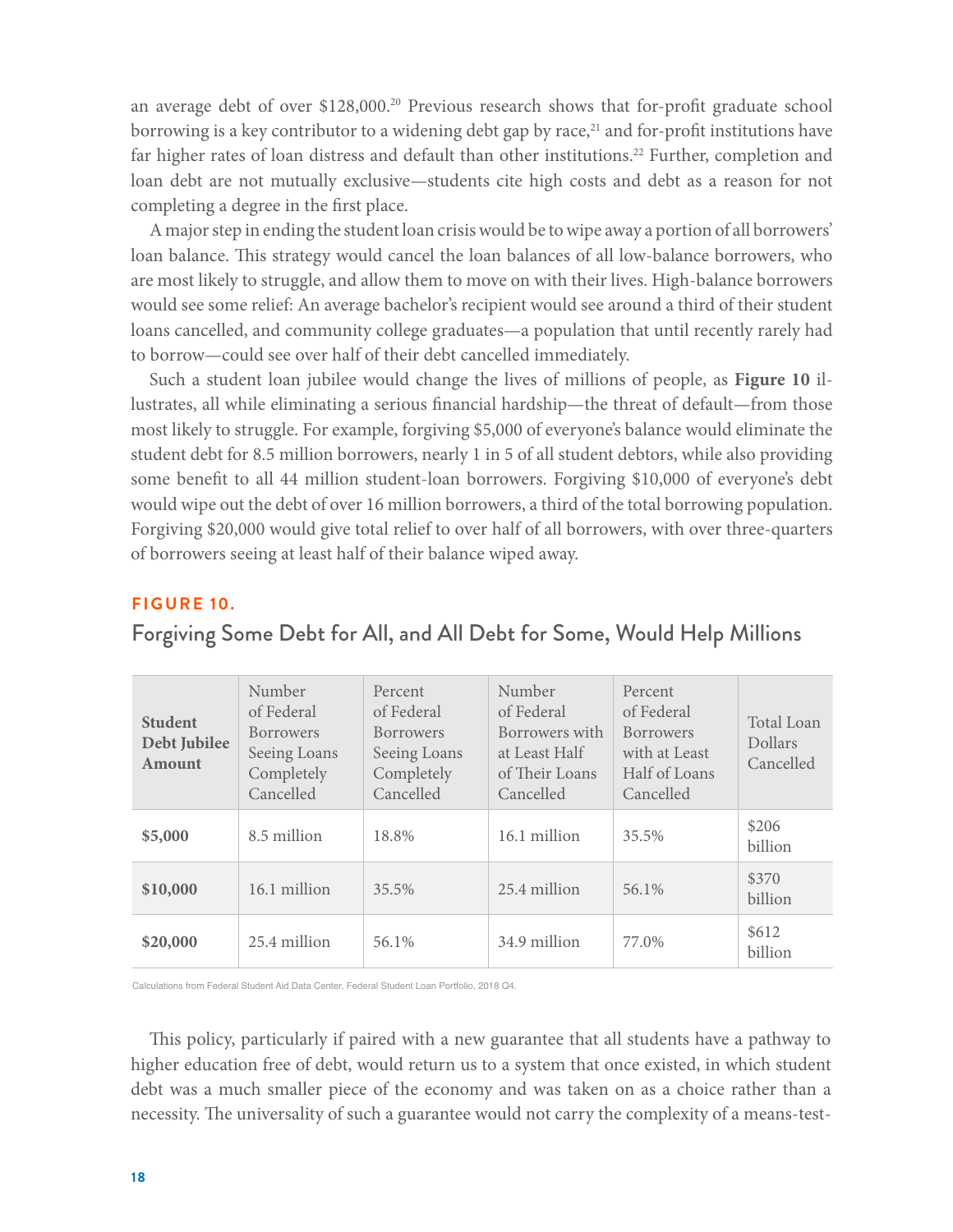an average debt of over $128,000.[20] Previous research shows that for-profit graduate school borrowing is a key contributor to a widening debt gap by race,[21] and for-profit institutions have far higher rates of loan distress and default than other institutions.[22] Further, completion and loan debt are not mutually exclusive—students cite high costs and debt as a reason for not completing a degree in the first place.

A major step in ending the student loan crisis would be to wipe away a portion of all borrowers' loan balance. This strategy would cancel the loan balances of all low-balance borrowers, who are most likely to struggle, and allow them to move on with their lives. High-balance borrowers would see some relief: An average bachelor's recipient would see around a third of their student loans cancelled, and community college graduates—a population that until recently rarely had to borrow—could see over half of their debt cancelled immediately.

Such a student loan jubilee would change the lives of millions of people, as **Figure 10** illustrates, all while eliminating a serious financial hardship—the threat of default—from those most likely to struggle. For example, forgiving $5,000 of everyone's balance would eliminate the student debt for 8.5 million borrowers, nearly 1 in 5 of all student debtors, while also providing some benefit to all 44 million student-loan borrowers. Forgiving $10,000 of everyone's debt would wipe out the debt of over 16 million borrowers, a third of the total borrowing population. Forgiving $20,000 would give total relief to over half of all borrowers, with over three-quarters of borrowers seeing at least half of their balance wiped away.

**FIGURE 10.**

## Forgiving Some Debt for All, and All Debt for Some, Would Help Millions

| Student Debt Jubilee Amount | Number of Federal Borrowers Seeing Loans Completely Cancelled | Percent of Federal Borrowers Seeing Loans Completely Cancelled | Number of Federal Borrowers with at Least Half of Their Loans Cancelled | Percent of Federal Borrowers with at Least Half of Loans Cancelled | Total Loan Dollars Cancelled |
|---|---|---|---|---|---|
| **$5,000** | 8.5 million | 18.8% | 16.1 million | 35.5% | $206 billion |
| **$10,000** | 16.1 million | 35.5% | 25.4 million | 56.1% | $370 billion |
| **$20,000** | 25.4 million | 56.1% | 34.9 million | 77.0% | $612 billion |

Calculations from Federal Student Aid Data Center, Federal Student Loan Portfolio, 2018 Q4.

This policy, particularly if paired with a new guarantee that all students have a pathway to higher education free of debt, would return us to a system that once existed, in which student debt was a much smaller piece of the economy and was taken on as a choice rather than a necessity. The universality of such a guarantee would not carry the complexity of a means-test-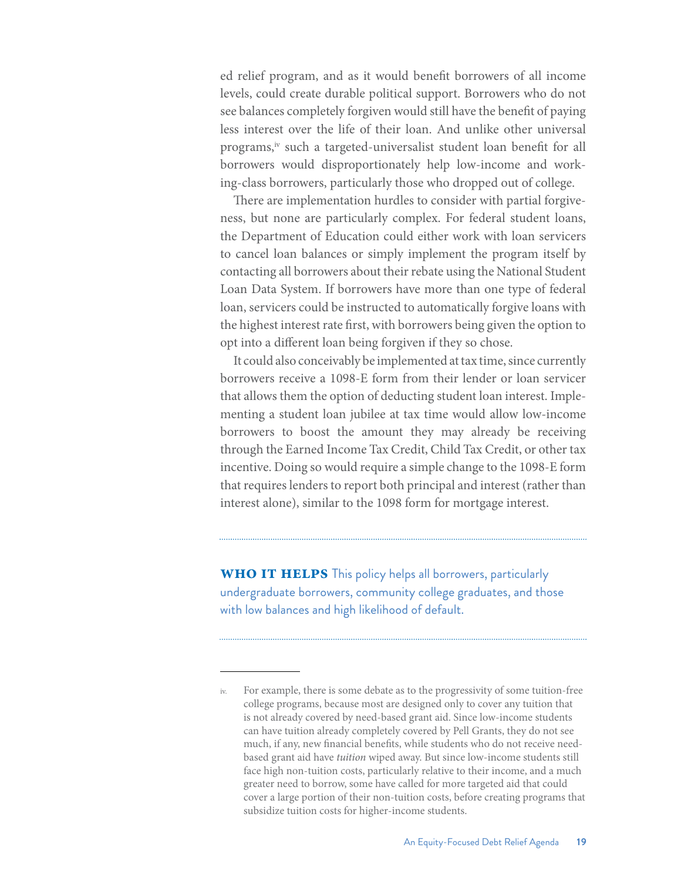ed relief program, and as it would benefit borrowers of all income levels, could create durable political support. Borrowers who do not see balances completely forgiven would still have the benefit of paying less interest over the life of their loan. And unlike other universal programs,[iv] such a targeted-universalist student loan benefit for all borrowers would disproportionately help low-income and working-class borrowers, particularly those who dropped out of college.

There are implementation hurdles to consider with partial forgiveness, but none are particularly complex. For federal student loans, the Department of Education could either work with loan servicers to cancel loan balances or simply implement the program itself by contacting all borrowers about their rebate using the National Student Loan Data System. If borrowers have more than one type of federal loan, servicers could be instructed to automatically forgive loans with the highest interest rate first, with borrowers being given the option to opt into a different loan being forgiven if they so chose.

It could also conceivably be implemented at tax time, since currently borrowers receive a 1098-E form from their lender or loan servicer that allows them the option of deducting student loan interest. Implementing a student loan jubilee at tax time would allow low-income borrowers to boost the amount they may already be receiving through the Earned Income Tax Credit, Child Tax Credit, or other tax incentive. Doing so would require a simple change to the 1098-E form that requires lenders to report both principal and interest (rather than interest alone), similar to the 1098 form for mortgage interest.

---

**WHO IT HELPS** This policy helps all borrowers, particularly undergraduate borrowers, community college graduates, and those with low balances and high likelihood of default.

---

iv. For example, there is some debate as to the progressivity of some tuition-free college programs, because most are designed only to cover any tuition that is not already covered by need-based grant aid. Since low-income students can have tuition already completely covered by Pell Grants, they do not see much, if any, new financial benefits, while students who do not receive need-based grant aid have *tuition* wiped away. But since low-income students still face high non-tuition costs, particularly relative to their income, and a much greater need to borrow, some have called for more targeted aid that could cover a large portion of their non-tuition costs, before creating programs that subsidize tuition costs for higher-income students.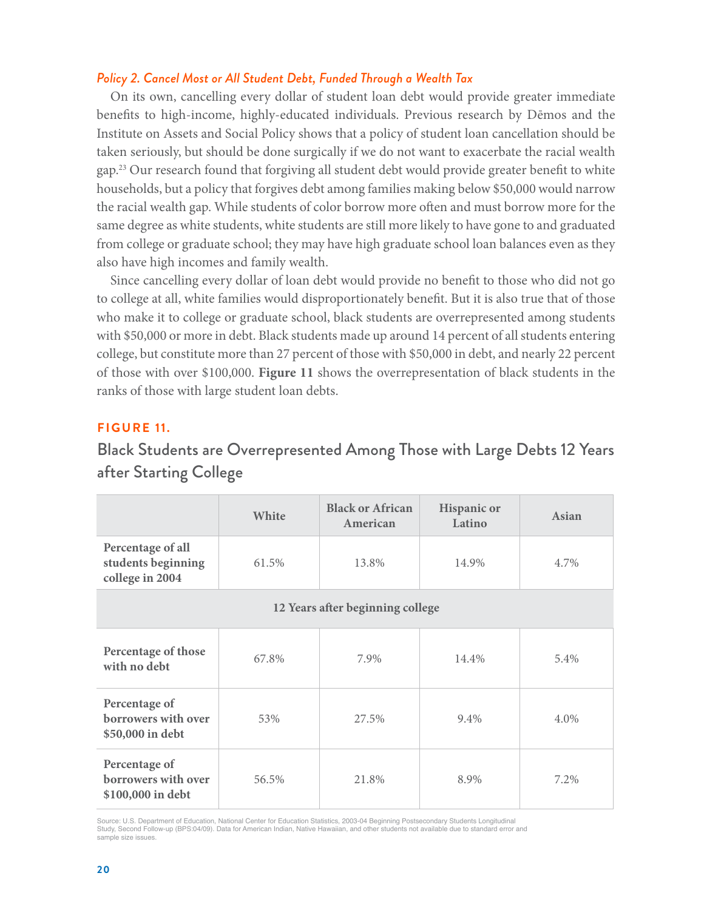### *Policy 2. Cancel Most or All Student Debt, Funded Through a Wealth Tax*

On its own, cancelling every dollar of student loan debt would provide greater immediate benefits to high-income, highly-educated individuals. Previous research by Dēmos and the Institute on Assets and Social Policy shows that a policy of student loan cancellation should be taken seriously, but should be done surgically if we do not want to exacerbate the racial wealth gap.[23] Our research found that forgiving all student debt would provide greater benefit to white households, but a policy that forgives debt among families making below $50,000 would narrow the racial wealth gap. While students of color borrow more often and must borrow more for the same degree as white students, white students are still more likely to have gone to and graduated from college or graduate school; they may have high graduate school loan balances even as they also have high incomes and family wealth.

Since cancelling every dollar of loan debt would provide no benefit to those who did not go to college at all, white families would disproportionately benefit. But it is also true that of those who make it to college or graduate school, black students are overrepresented among students with $50,000 or more in debt. Black students made up around 14 percent of all students entering college, but constitute more than 27 percent of those with $50,000 in debt, and nearly 22 percent of those with over $100,000. **Figure 11** shows the overrepresentation of black students in the ranks of those with large student loan debts.

**FIGURE 11.**

## Black Students are Overrepresented Among Those with Large Debts 12 Years after Starting College

| | White | Black or African American | Hispanic or Latino | Asian |
|---|---|---|---|---|
| **Percentage of all students beginning college in 2004** | 61.5% | 13.8% | 14.9% | 4.7% |
| **12 Years after beginning college** | | | | |
| **Percentage of those with no debt** | 67.8% | 7.9% | 14.4% | 5.4% |
| **Percentage of borrowers with over $50,000 in debt** | 53% | 27.5% | 9.4% | 4.0% |
| **Percentage of borrowers with over $100,000 in debt** | 56.5% | 21.8% | 8.9% | 7.2% |

Source: U.S. Department of Education, National Center for Education Statistics, 2003-04 Beginning Postsecondary Students Longitudinal Study, Second Follow-up (BPS:04/09). Data for American Indian, Native Hawaiian, and other students not available due to standard error and sample size issues.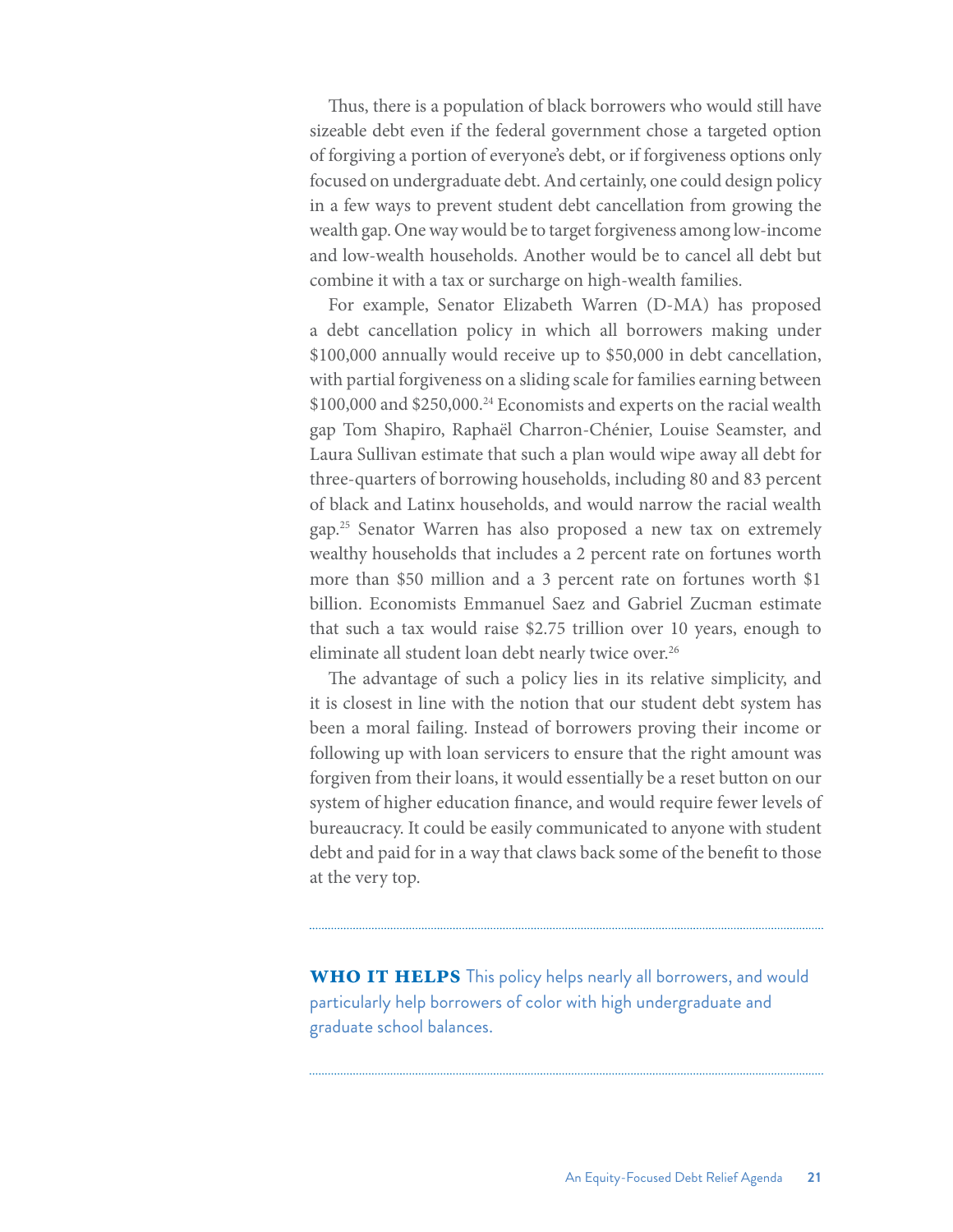Thus, there is a population of black borrowers who would still have sizeable debt even if the federal government chose a targeted option of forgiving a portion of everyone's debt, or if forgiveness options only focused on undergraduate debt. And certainly, one could design policy in a few ways to prevent student debt cancellation from growing the wealth gap. One way would be to target forgiveness among low-income and low-wealth households. Another would be to cancel all debt but combine it with a tax or surcharge on high-wealth families.

For example, Senator Elizabeth Warren (D-MA) has proposed a debt cancellation policy in which all borrowers making under $100,000 annually would receive up to $50,000 in debt cancellation, with partial forgiveness on a sliding scale for families earning between $100,000 and $250,000.[24] Economists and experts on the racial wealth gap Tom Shapiro, Raphaël Charron-Chénier, Louise Seamster, and Laura Sullivan estimate that such a plan would wipe away all debt for three-quarters of borrowing households, including 80 and 83 percent of black and Latinx households, and would narrow the racial wealth gap.[25] Senator Warren has also proposed a new tax on extremely wealthy households that includes a 2 percent rate on fortunes worth more than $50 million and a 3 percent rate on fortunes worth $1 billion. Economists Emmanuel Saez and Gabriel Zucman estimate that such a tax would raise $2.75 trillion over 10 years, enough to eliminate all student loan debt nearly twice over.[26]

The advantage of such a policy lies in its relative simplicity, and it is closest in line with the notion that our student debt system has been a moral failing. Instead of borrowers proving their income or following up with loan servicers to ensure that the right amount was forgiven from their loans, it would essentially be a reset button on our system of higher education finance, and would require fewer levels of bureaucracy. It could be easily communicated to anyone with student debt and paid for in a way that claws back some of the benefit to those at the very top.

---

**WHO IT HELPS** This policy helps nearly all borrowers, and would particularly help borrowers of color with high undergraduate and graduate school balances.

---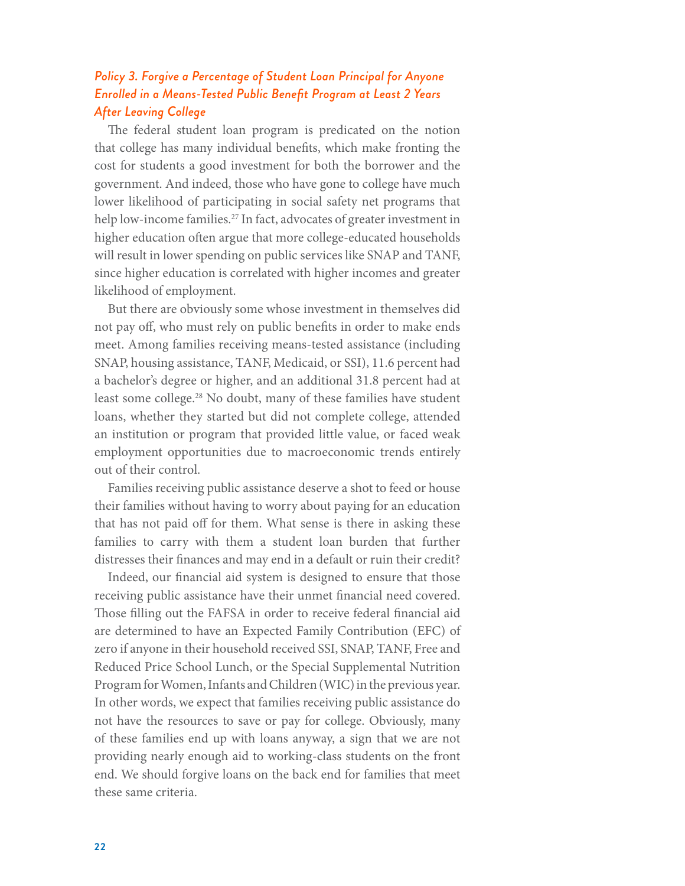### *Policy 3. Forgive a Percentage of Student Loan Principal for Anyone Enrolled in a Means-Tested Public Benefit Program at Least 2 Years After Leaving College*

The federal student loan program is predicated on the notion that college has many individual benefits, which make fronting the cost for students a good investment for both the borrower and the government. And indeed, those who have gone to college have much lower likelihood of participating in social safety net programs that help low-income families.[27] In fact, advocates of greater investment in higher education often argue that more college-educated households will result in lower spending on public services like SNAP and TANF, since higher education is correlated with higher incomes and greater likelihood of employment.

But there are obviously some whose investment in themselves did not pay off, who must rely on public benefits in order to make ends meet. Among families receiving means-tested assistance (including SNAP, housing assistance, TANF, Medicaid, or SSI), 11.6 percent had a bachelor's degree or higher, and an additional 31.8 percent had at least some college.[28] No doubt, many of these families have student loans, whether they started but did not complete college, attended an institution or program that provided little value, or faced weak employment opportunities due to macroeconomic trends entirely out of their control.

Families receiving public assistance deserve a shot to feed or house their families without having to worry about paying for an education that has not paid off for them. What sense is there in asking these families to carry with them a student loan burden that further distresses their finances and may end in a default or ruin their credit?

Indeed, our financial aid system is designed to ensure that those receiving public assistance have their unmet financial need covered. Those filling out the FAFSA in order to receive federal financial aid are determined to have an Expected Family Contribution (EFC) of zero if anyone in their household received SSI, SNAP, TANF, Free and Reduced Price School Lunch, or the Special Supplemental Nutrition Program for Women, Infants and Children (WIC) in the previous year. In other words, we expect that families receiving public assistance do not have the resources to save or pay for college. Obviously, many of these families end up with loans anyway, a sign that we are not providing nearly enough aid to working-class students on the front end. We should forgive loans on the back end for families that meet these same criteria.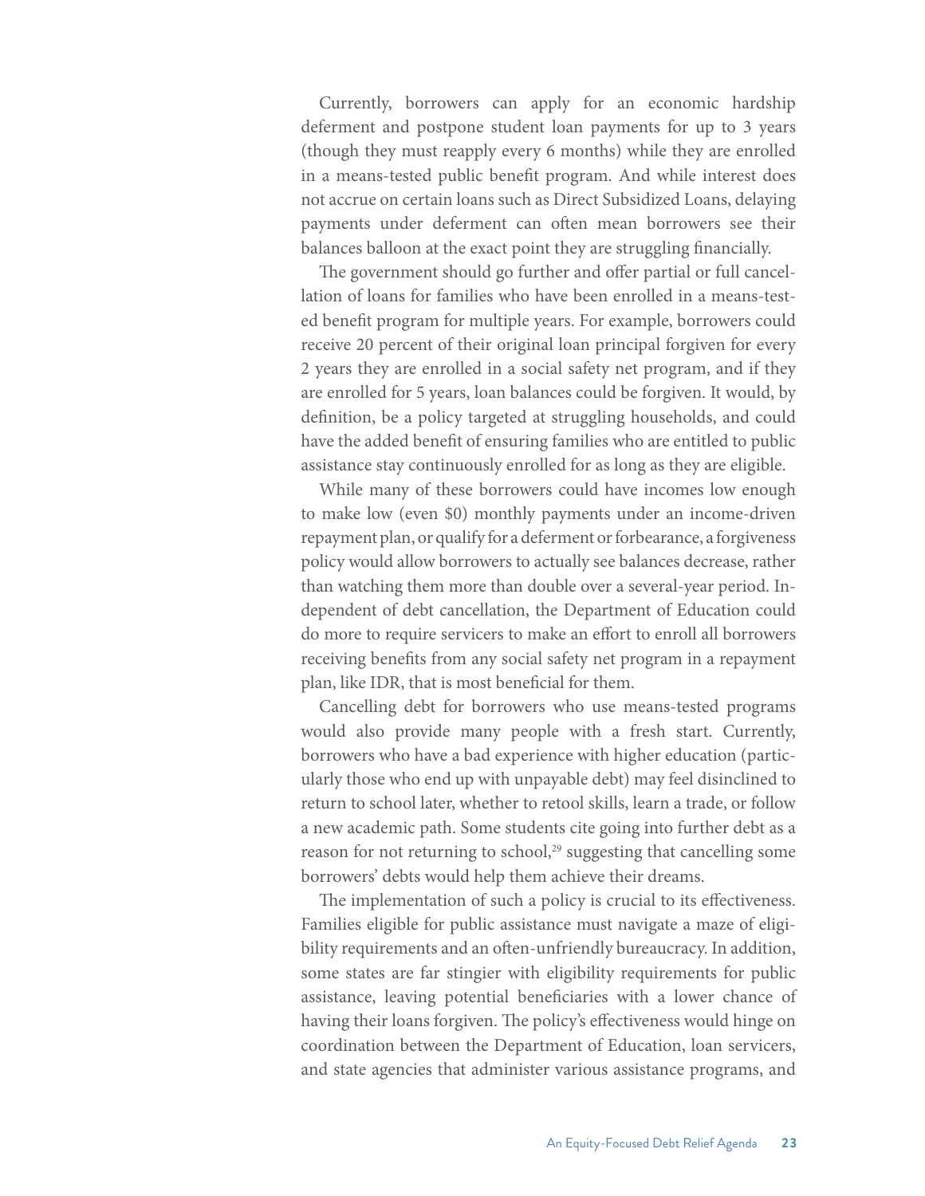Currently, borrowers can apply for an economic hardship deferment and postpone student loan payments for up to 3 years (though they must reapply every 6 months) while they are enrolled in a means-tested public benefit program. And while interest does not accrue on certain loans such as Direct Subsidized Loans, delaying payments under deferment can often mean borrowers see their balances balloon at the exact point they are struggling financially.

The government should go further and offer partial or full cancellation of loans for families who have been enrolled in a means-tested benefit program for multiple years. For example, borrowers could receive 20 percent of their original loan principal forgiven for every 2 years they are enrolled in a social safety net program, and if they are enrolled for 5 years, loan balances could be forgiven. It would, by definition, be a policy targeted at struggling households, and could have the added benefit of ensuring families who are entitled to public assistance stay continuously enrolled for as long as they are eligible.

While many of these borrowers could have incomes low enough to make low (even $0) monthly payments under an income-driven repayment plan, or qualify for a deferment or forbearance, a forgiveness policy would allow borrowers to actually see balances decrease, rather than watching them more than double over a several-year period. Independent of debt cancellation, the Department of Education could do more to require servicers to make an effort to enroll all borrowers receiving benefits from any social safety net program in a repayment plan, like IDR, that is most beneficial for them.

Cancelling debt for borrowers who use means-tested programs would also provide many people with a fresh start. Currently, borrowers who have a bad experience with higher education (particularly those who end up with unpayable debt) may feel disinclined to return to school later, whether to retool skills, learn a trade, or follow a new academic path. Some students cite going into further debt as a reason for not returning to school,[29] suggesting that cancelling some borrowers' debts would help them achieve their dreams.

The implementation of such a policy is crucial to its effectiveness. Families eligible for public assistance must navigate a maze of eligibility requirements and an often-unfriendly bureaucracy. In addition, some states are far stingier with eligibility requirements for public assistance, leaving potential beneficiaries with a lower chance of having their loans forgiven. The policy's effectiveness would hinge on coordination between the Department of Education, loan servicers, and state agencies that administer various assistance programs, and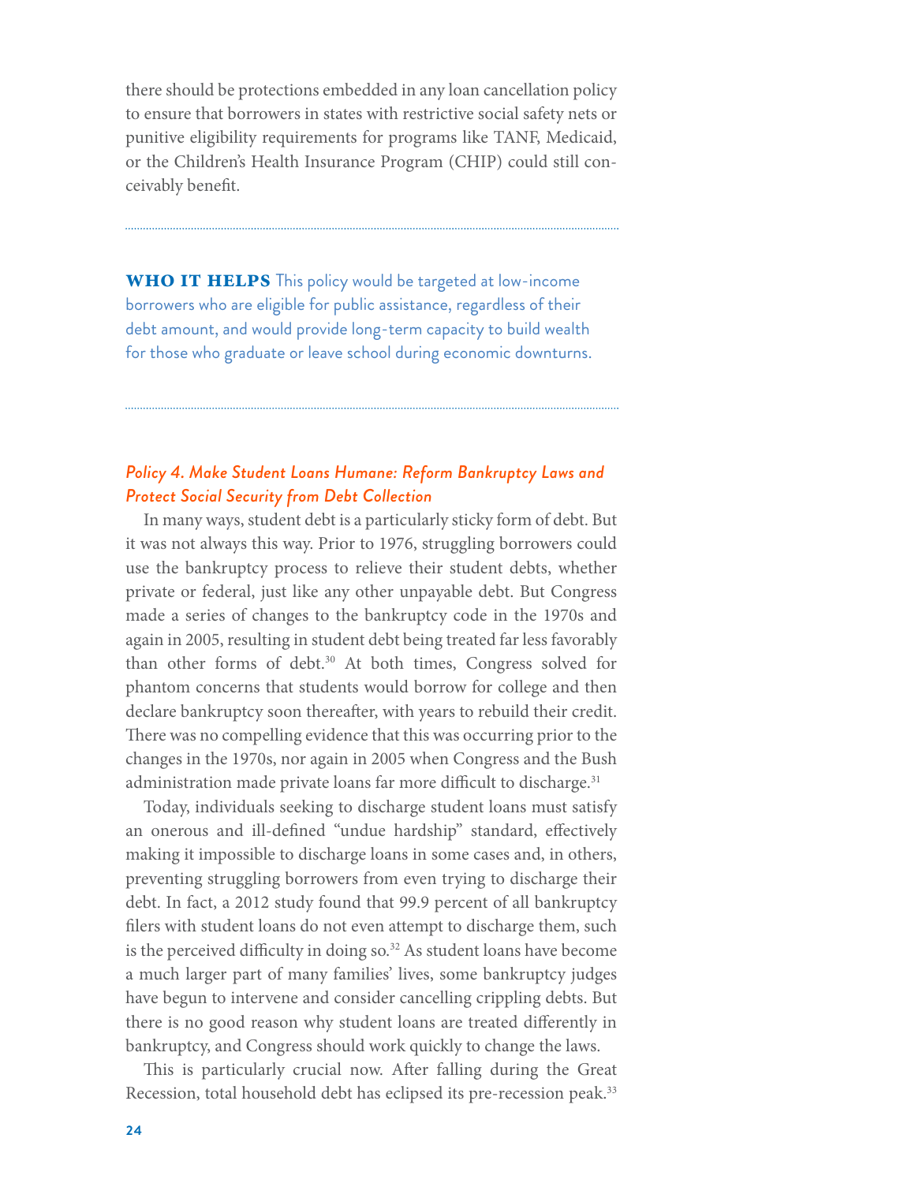there should be protections embedded in any loan cancellation policy to ensure that borrowers in states with restrictive social safety nets or punitive eligibility requirements for programs like TANF, Medicaid, or the Children's Health Insurance Program (CHIP) could still conceivably benefit.

---

**WHO IT HELPS** This policy would be targeted at low-income borrowers who are eligible for public assistance, regardless of their debt amount, and would provide long-term capacity to build wealth for those who graduate or leave school during economic downturns.

---

### *Policy 4. Make Student Loans Humane: Reform Bankruptcy Laws and Protect Social Security from Debt Collection*

In many ways, student debt is a particularly sticky form of debt. But it was not always this way. Prior to 1976, struggling borrowers could use the bankruptcy process to relieve their student debts, whether private or federal, just like any other unpayable debt. But Congress made a series of changes to the bankruptcy code in the 1970s and again in 2005, resulting in student debt being treated far less favorably than other forms of debt.[30] At both times, Congress solved for phantom concerns that students would borrow for college and then declare bankruptcy soon thereafter, with years to rebuild their credit. There was no compelling evidence that this was occurring prior to the changes in the 1970s, nor again in 2005 when Congress and the Bush administration made private loans far more difficult to discharge.[31]

Today, individuals seeking to discharge student loans must satisfy an onerous and ill-defined "undue hardship" standard, effectively making it impossible to discharge loans in some cases and, in others, preventing struggling borrowers from even trying to discharge their debt. In fact, a 2012 study found that 99.9 percent of all bankruptcy filers with student loans do not even attempt to discharge them, such is the perceived difficulty in doing so.[32] As student loans have become a much larger part of many families' lives, some bankruptcy judges have begun to intervene and consider cancelling crippling debts. But there is no good reason why student loans are treated differently in bankruptcy, and Congress should work quickly to change the laws.

This is particularly crucial now. After falling during the Great Recession, total household debt has eclipsed its pre-recession peak.[33]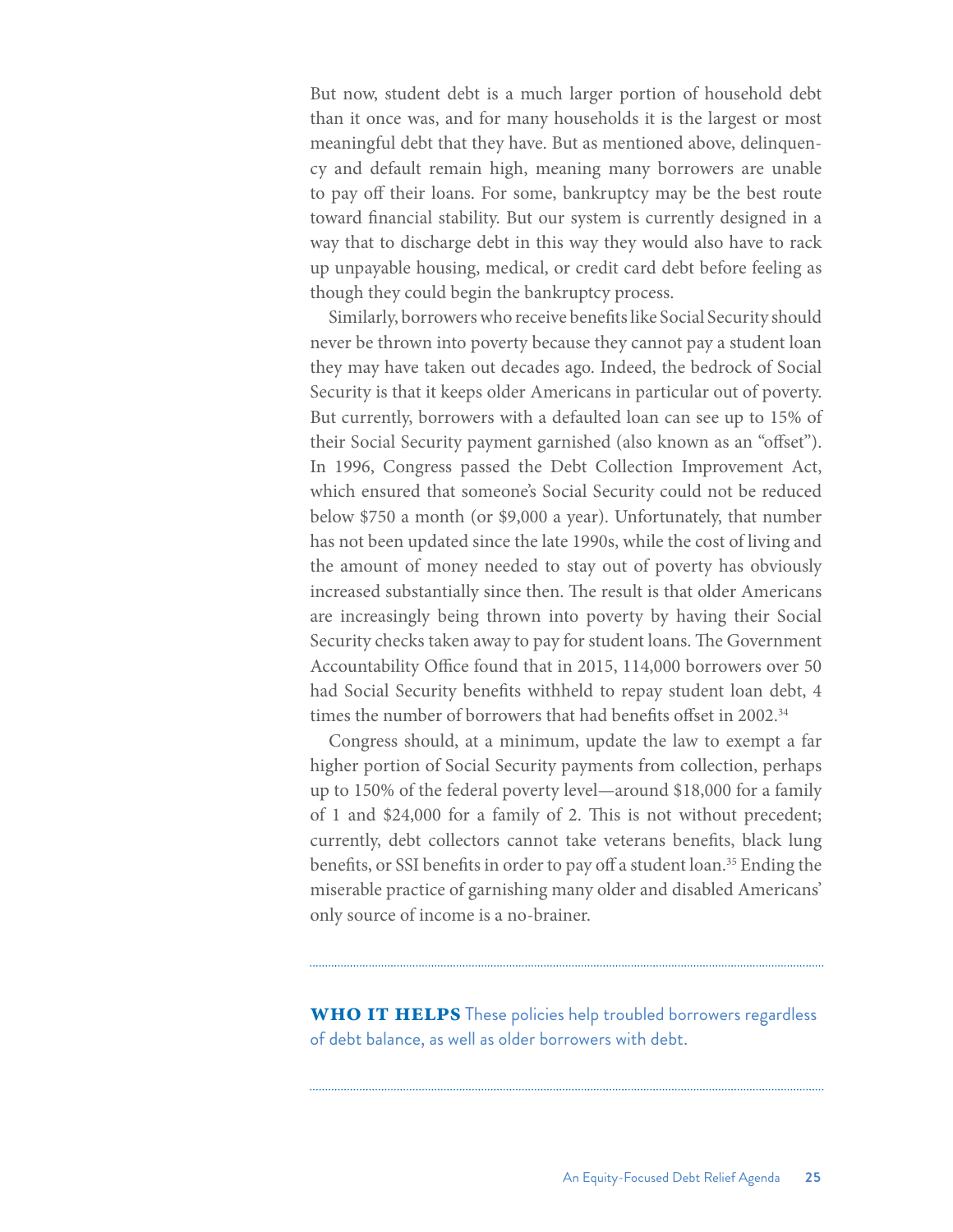But now, student debt is a much larger portion of household debt than it once was, and for many households it is the largest or most meaningful debt that they have. But as mentioned above, delinquency and default remain high, meaning many borrowers are unable to pay off their loans. For some, bankruptcy may be the best route toward financial stability. But our system is currently designed in a way that to discharge debt in this way they would also have to rack up unpayable housing, medical, or credit card debt before feeling as though they could begin the bankruptcy process.

Similarly, borrowers who receive benefits like Social Security should never be thrown into poverty because they cannot pay a student loan they may have taken out decades ago. Indeed, the bedrock of Social Security is that it keeps older Americans in particular out of poverty. But currently, borrowers with a defaulted loan can see up to 15% of their Social Security payment garnished (also known as an "offset"). In 1996, Congress passed the Debt Collection Improvement Act, which ensured that someone's Social Security could not be reduced below $750 a month (or $9,000 a year). Unfortunately, that number has not been updated since the late 1990s, while the cost of living and the amount of money needed to stay out of poverty has obviously increased substantially since then. The result is that older Americans are increasingly being thrown into poverty by having their Social Security checks taken away to pay for student loans. The Government Accountability Office found that in 2015, 114,000 borrowers over 50 had Social Security benefits withheld to repay student loan debt, 4 times the number of borrowers that had benefits offset in 2002.[34]

Congress should, at a minimum, update the law to exempt a far higher portion of Social Security payments from collection, perhaps up to 150% of the federal poverty level—around $18,000 for a family of 1 and $24,000 for a family of 2. This is not without precedent; currently, debt collectors cannot take veterans benefits, black lung benefits, or SSI benefits in order to pay off a student loan.[35] Ending the miserable practice of garnishing many older and disabled Americans' only source of income is a no-brainer.

**WHO IT HELPS** These policies help troubled borrowers regardless of debt balance, as well as older borrowers with debt.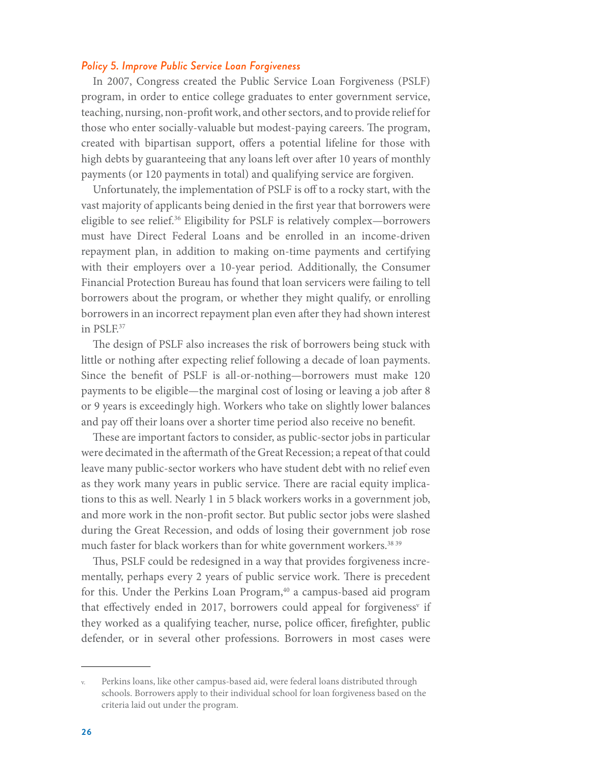### *Policy 5. Improve Public Service Loan Forgiveness*

In 2007, Congress created the Public Service Loan Forgiveness (PSLF) program, in order to entice college graduates to enter government service, teaching, nursing, non-profit work, and other sectors, and to provide relief for those who enter socially-valuable but modest-paying careers. The program, created with bipartisan support, offers a potential lifeline for those with high debts by guaranteeing that any loans left over after 10 years of monthly payments (or 120 payments in total) and qualifying service are forgiven.

Unfortunately, the implementation of PSLF is off to a rocky start, with the vast majority of applicants being denied in the first year that borrowers were eligible to see relief.[36] Eligibility for PSLF is relatively complex—borrowers must have Direct Federal Loans and be enrolled in an income-driven repayment plan, in addition to making on-time payments and certifying with their employers over a 10-year period. Additionally, the Consumer Financial Protection Bureau has found that loan servicers were failing to tell borrowers about the program, or whether they might qualify, or enrolling borrowers in an incorrect repayment plan even after they had shown interest in PSLF.[37]

The design of PSLF also increases the risk of borrowers being stuck with little or nothing after expecting relief following a decade of loan payments. Since the benefit of PSLF is all-or-nothing—borrowers must make 120 payments to be eligible—the marginal cost of losing or leaving a job after 8 or 9 years is exceedingly high. Workers who take on slightly lower balances and pay off their loans over a shorter time period also receive no benefit.

These are important factors to consider, as public-sector jobs in particular were decimated in the aftermath of the Great Recession; a repeat of that could leave many public-sector workers who have student debt with no relief even as they work many years in public service. There are racial equity implications to this as well. Nearly 1 in 5 black workers works in a government job, and more work in the non-profit sector. But public sector jobs were slashed during the Great Recession, and odds of losing their government job rose much faster for black workers than for white government workers.[38] [39]

Thus, PSLF could be redesigned in a way that provides forgiveness incrementally, perhaps every 2 years of public service work. There is precedent for this. Under the Perkins Loan Program,[40] a campus-based aid program that effectively ended in 2017, borrowers could appeal for forgiveness[v] if they worked as a qualifying teacher, nurse, police officer, firefighter, public defender, or in several other professions. Borrowers in most cases were

---

[v] Perkins loans, like other campus-based aid, were federal loans distributed through schools. Borrowers apply to their individual school for loan forgiveness based on the criteria laid out under the program.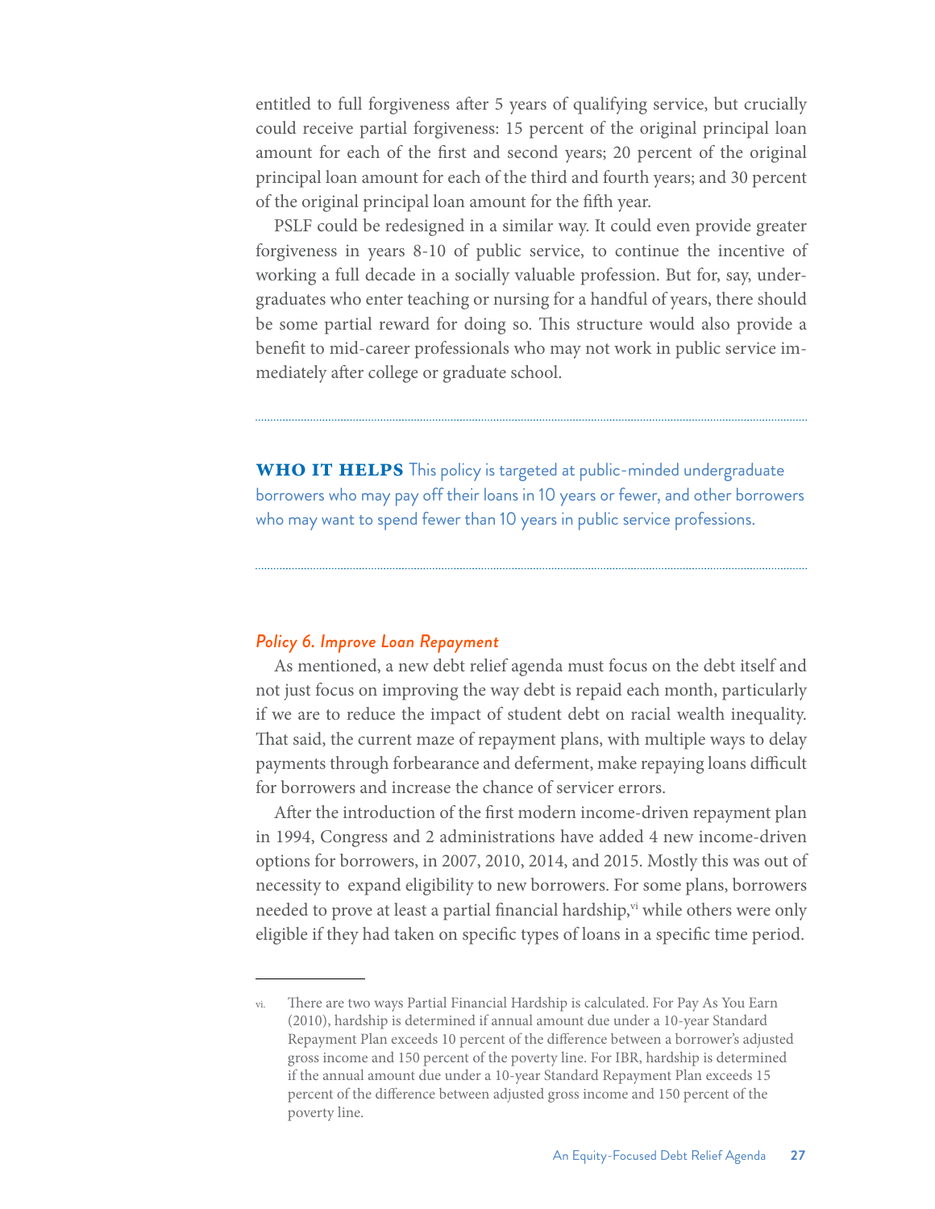entitled to full forgiveness after 5 years of qualifying service, but crucially could receive partial forgiveness: 15 percent of the original principal loan amount for each of the first and second years; 20 percent of the original principal loan amount for each of the third and fourth years; and 30 percent of the original principal loan amount for the fifth year.

PSLF could be redesigned in a similar way. It could even provide greater forgiveness in years 8-10 of public service, to continue the incentive of working a full decade in a socially valuable profession. But for, say, undergraduates who enter teaching or nursing for a handful of years, there should be some partial reward for doing so. This structure would also provide a benefit to mid-career professionals who may not work in public service immediately after college or graduate school.

---

**WHO IT HELPS** This policy is targeted at public-minded undergraduate borrowers who may pay off their loans in 10 years or fewer, and other borrowers who may want to spend fewer than 10 years in public service professions.

---

### *Policy 6. Improve Loan Repayment*

As mentioned, a new debt relief agenda must focus on the debt itself and not just focus on improving the way debt is repaid each month, particularly if we are to reduce the impact of student debt on racial wealth inequality. That said, the current maze of repayment plans, with multiple ways to delay payments through forbearance and deferment, make repaying loans difficult for borrowers and increase the chance of servicer errors.

After the introduction of the first modern income-driven repayment plan in 1994, Congress and 2 administrations have added 4 new income-driven options for borrowers, in 2007, 2010, 2014, and 2015. Mostly this was out of necessity to expand eligibility to new borrowers. For some plans, borrowers needed to prove at least a partial financial hardship,[vi] while others were only eligible if they had taken on specific types of loans in a specific time period.

---

vi. There are two ways Partial Financial Hardship is calculated. For Pay As You Earn (2010), hardship is determined if annual amount due under a 10-year Standard Repayment Plan exceeds 10 percent of the difference between a borrower's adjusted gross income and 150 percent of the poverty line. For IBR, hardship is determined if the annual amount due under a 10-year Standard Repayment Plan exceeds 15 percent of the difference between adjusted gross income and 150 percent of the poverty line.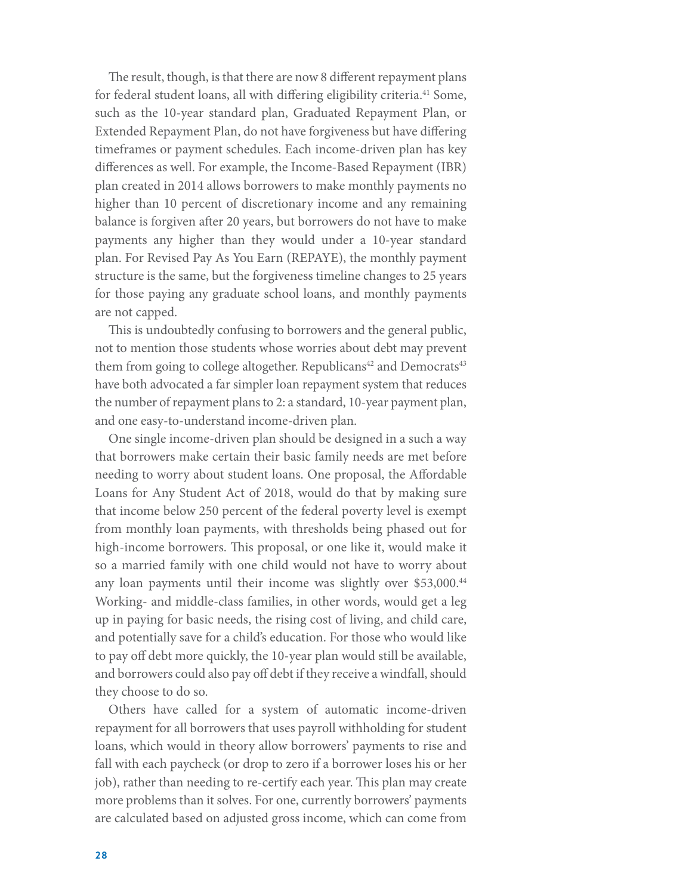The result, though, is that there are now 8 different repayment plans for federal student loans, all with differing eligibility criteria.[41] Some, such as the 10-year standard plan, Graduated Repayment Plan, or Extended Repayment Plan, do not have forgiveness but have differing timeframes or payment schedules. Each income-driven plan has key differences as well. For example, the Income-Based Repayment (IBR) plan created in 2014 allows borrowers to make monthly payments no higher than 10 percent of discretionary income and any remaining balance is forgiven after 20 years, but borrowers do not have to make payments any higher than they would under a 10-year standard plan. For Revised Pay As You Earn (REPAYE), the monthly payment structure is the same, but the forgiveness timeline changes to 25 years for those paying any graduate school loans, and monthly payments are not capped.

This is undoubtedly confusing to borrowers and the general public, not to mention those students whose worries about debt may prevent them from going to college altogether. Republicans[42] and Democrats[43] have both advocated a far simpler loan repayment system that reduces the number of repayment plans to 2: a standard, 10-year payment plan, and one easy-to-understand income-driven plan.

One single income-driven plan should be designed in a such a way that borrowers make certain their basic family needs are met before needing to worry about student loans. One proposal, the Affordable Loans for Any Student Act of 2018, would do that by making sure that income below 250 percent of the federal poverty level is exempt from monthly loan payments, with thresholds being phased out for high-income borrowers. This proposal, or one like it, would make it so a married family with one child would not have to worry about any loan payments until their income was slightly over $53,000.[44] Working- and middle-class families, in other words, would get a leg up in paying for basic needs, the rising cost of living, and child care, and potentially save for a child's education. For those who would like to pay off debt more quickly, the 10-year plan would still be available, and borrowers could also pay off debt if they receive a windfall, should they choose to do so.

Others have called for a system of automatic income-driven repayment for all borrowers that uses payroll withholding for student loans, which would in theory allow borrowers' payments to rise and fall with each paycheck (or drop to zero if a borrower loses his or her job), rather than needing to re-certify each year. This plan may create more problems than it solves. For one, currently borrowers' payments are calculated based on adjusted gross income, which can come from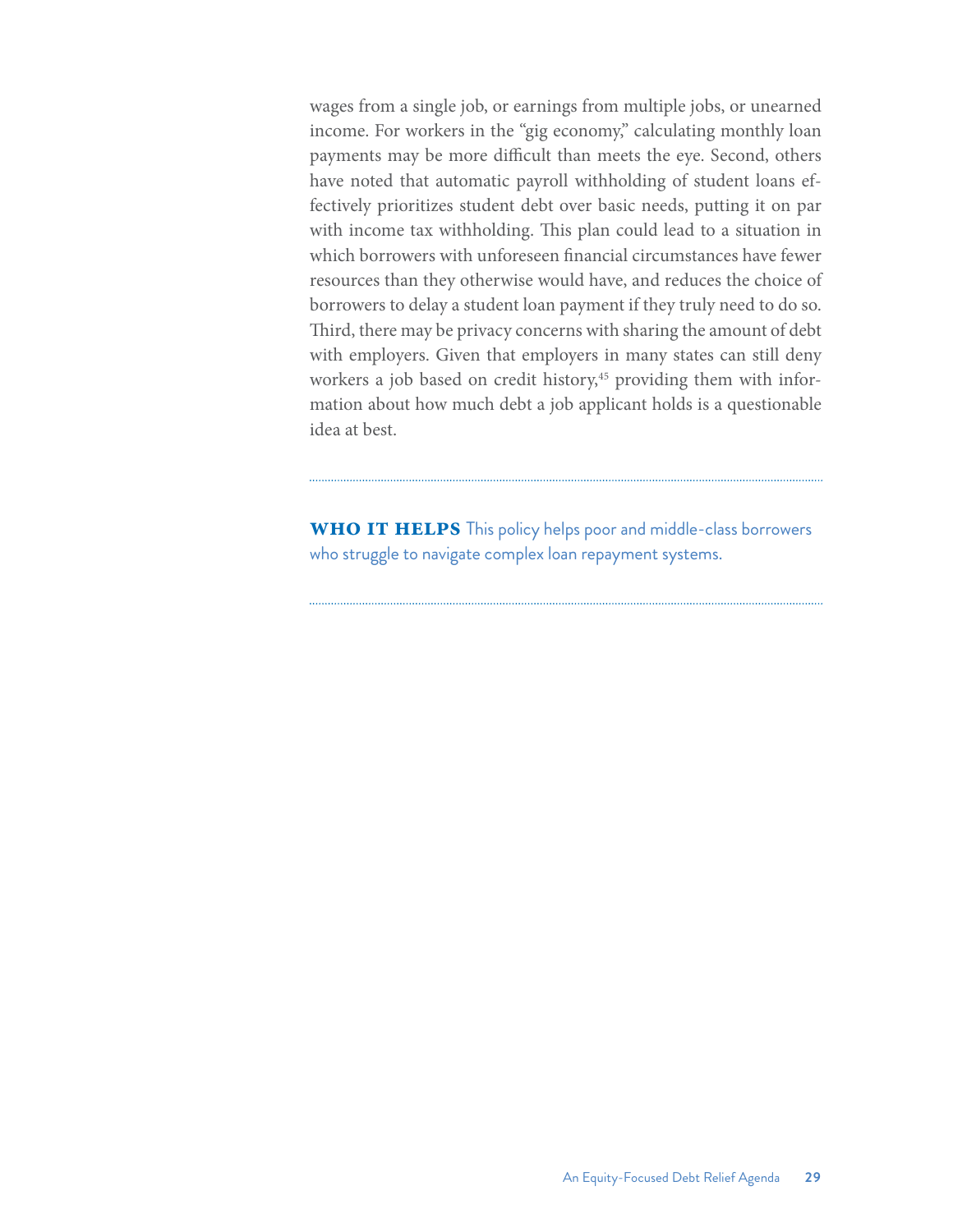wages from a single job, or earnings from multiple jobs, or unearned income. For workers in the "gig economy," calculating monthly loan payments may be more difficult than meets the eye. Second, others have noted that automatic payroll withholding of student loans effectively prioritizes student debt over basic needs, putting it on par with income tax withholding. This plan could lead to a situation in which borrowers with unforeseen financial circumstances have fewer resources than they otherwise would have, and reduces the choice of borrowers to delay a student loan payment if they truly need to do so. Third, there may be privacy concerns with sharing the amount of debt with employers. Given that employers in many states can still deny workers a job based on credit history,[45] providing them with information about how much debt a job applicant holds is a questionable idea at best.

---

**WHO IT HELPS** This policy helps poor and middle-class borrowers who struggle to navigate complex loan repayment systems.

---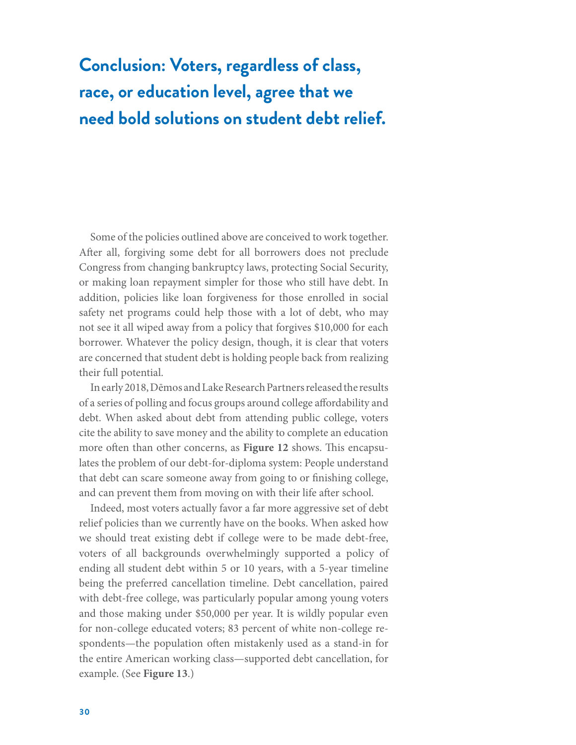# Conclusion: Voters, regardless of class, race, or education level, agree that we need bold solutions on student debt relief.

Some of the policies outlined above are conceived to work together. After all, forgiving some debt for all borrowers does not preclude Congress from changing bankruptcy laws, protecting Social Security, or making loan repayment simpler for those who still have debt. In addition, policies like loan forgiveness for those enrolled in social safety net programs could help those with a lot of debt, who may not see it all wiped away from a policy that forgives $10,000 for each borrower. Whatever the policy design, though, it is clear that voters are concerned that student debt is holding people back from realizing their full potential.

In early 2018, Dēmos and Lake Research Partners released the results of a series of polling and focus groups around college affordability and debt. When asked about debt from attending public college, voters cite the ability to save money and the ability to complete an education more often than other concerns, as **Figure 12** shows. This encapsulates the problem of our debt-for-diploma system: People understand that debt can scare someone away from going to or finishing college, and can prevent them from moving on with their life after school.

Indeed, most voters actually favor a far more aggressive set of debt relief policies than we currently have on the books. When asked how we should treat existing debt if college were to be made debt-free, voters of all backgrounds overwhelmingly supported a policy of ending all student debt within 5 or 10 years, with a 5-year timeline being the preferred cancellation timeline. Debt cancellation, paired with debt-free college, was particularly popular among young voters and those making under $50,000 per year. It is wildly popular even for non-college educated voters; 83 percent of white non-college respondents—the population often mistakenly used as a stand-in for the entire American working class—supported debt cancellation, for example. (See **Figure 13**.)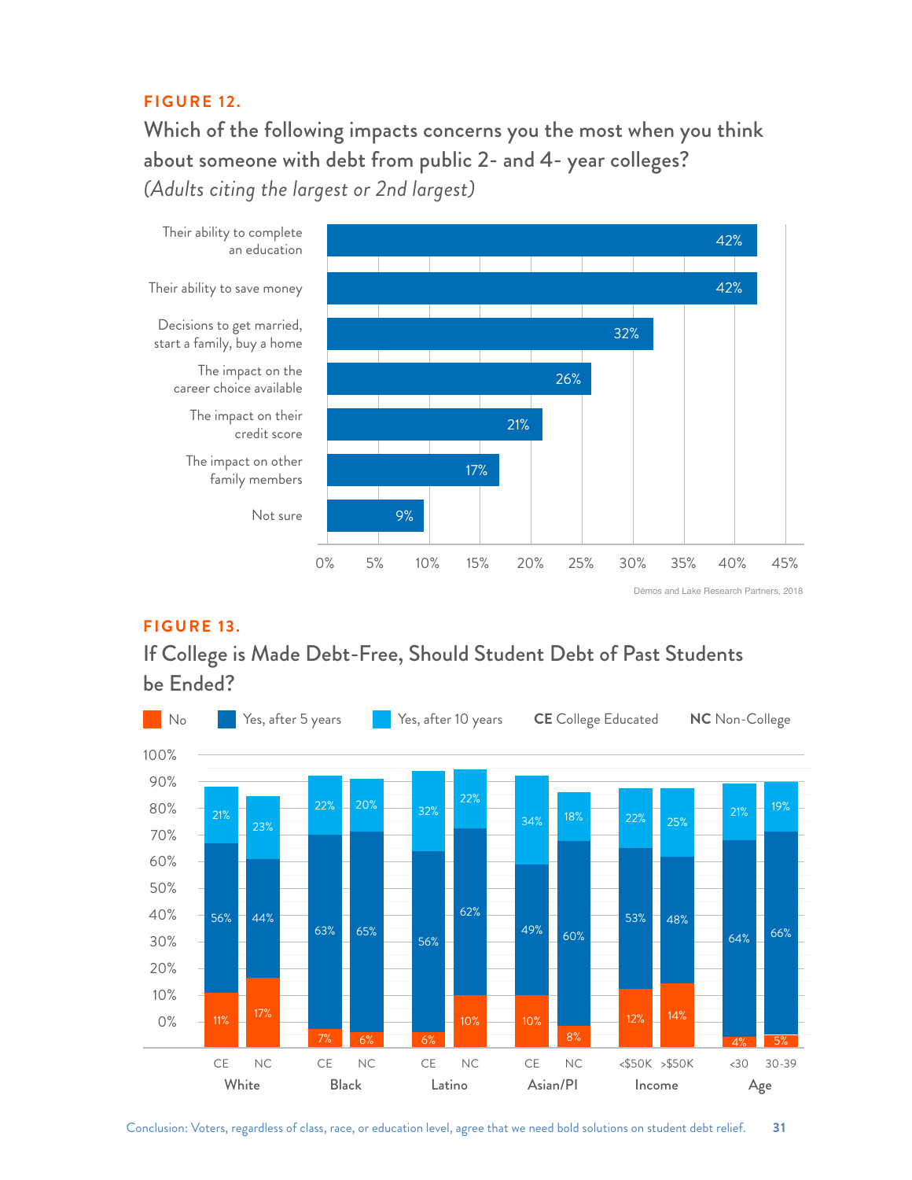**FIGURE 12.**

### Which of the following impacts concerns you the most when you think about someone with debt from public 2- and 4- year colleges?

*(Adults citing the largest or 2nd largest)*

| Impact | Percent |
|---|---|
| Their ability to complete an education | 42% |
| Their ability to save money | 42% |
| Decisions to get married, start a family, buy a home | 32% |
| The impact on the career choice available | 26% |
| The impact on their credit score | 21% |
| The impact on other family members | 17% |
| Not sure | 9% |

Dēmos and Lake Research Partners, 2018

**FIGURE 13.**

### If College is Made Debt-Free, Should Student Debt of Past Students be Ended?

CE College Educated; NC Non-College

| Group | | No | Yes, after 5 years | Yes, after 10 years |
|---|---|---|---|---|
| White | CE | 11% | 56% | 21% |
| White | NC | 17% | 44% | 23% |
| Black | CE | 7% | 63% | 22% |
| Black | NC | 6% | 65% | 20% |
| Latino | CE | 6% | 56% | 32% |
| Latino | NC | 10% | 62% | 22% |
| Asian/PI | CE | 10% | 49% | 34% |
| Asian/PI | NC | 8% | 60% | 18% |
| Income | <$50K | 12% | 53% | 22% |
| Income | >$50K | 14% | 48% | 25% |
| Age | <30 | 4% | 64% | 21% |
| Age | 30-39 | 5% | 66% | 19% |

Conclusion: Voters, regardless of class, race, or education level, agree that we need bold solutions on student debt relief.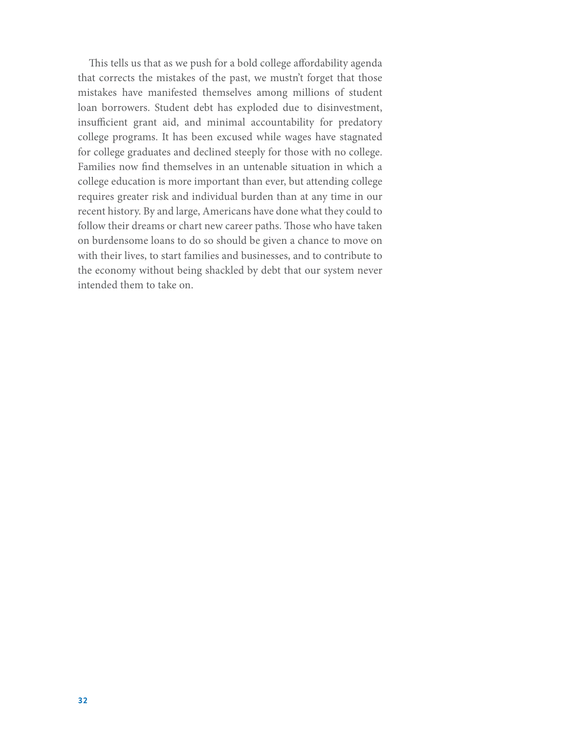This tells us that as we push for a bold college affordability agenda that corrects the mistakes of the past, we mustn't forget that those mistakes have manifested themselves among millions of student loan borrowers. Student debt has exploded due to disinvestment, insufficient grant aid, and minimal accountability for predatory college programs. It has been excused while wages have stagnated for college graduates and declined steeply for those with no college. Families now find themselves in an untenable situation in which a college education is more important than ever, but attending college requires greater risk and individual burden than at any time in our recent history. By and large, Americans have done what they could to follow their dreams or chart new career paths. Those who have taken on burdensome loans to do so should be given a chance to move on with their lives, to start families and businesses, and to contribute to the economy without being shackled by debt that our system never intended them to take on.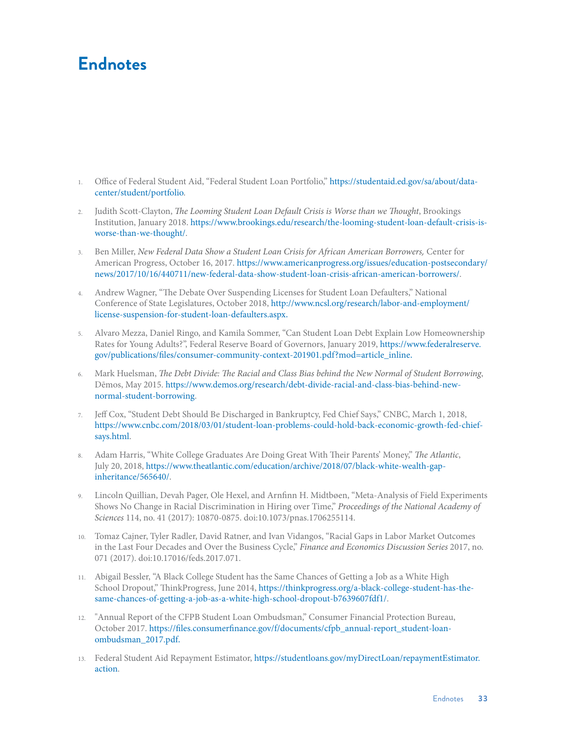# Endnotes

1. Office of Federal Student Aid, "Federal Student Loan Portfolio," https://studentaid.ed.gov/sa/about/data-center/student/portfolio.

2. Judith Scott-Clayton, *The Looming Student Loan Default Crisis is Worse than we Thought*, Brookings Institution, January 2018. https://www.brookings.edu/research/the-looming-student-loan-default-crisis-is-worse-than-we-thought/.

3. Ben Miller, *New Federal Data Show a Student Loan Crisis for African American Borrowers,* Center for American Progress, October 16, 2017. https://www.americanprogress.org/issues/education-postsecondary/news/2017/10/16/440711/new-federal-data-show-student-loan-crisis-african-american-borrowers/.

4. Andrew Wagner, "The Debate Over Suspending Licenses for Student Loan Defaulters," National Conference of State Legislatures, October 2018, http://www.ncsl.org/research/labor-and-employment/license-suspension-for-student-loan-defaulters.aspx.

5. Alvaro Mezza, Daniel Ringo, and Kamila Sommer, "Can Student Loan Debt Explain Low Homeownership Rates for Young Adults?", Federal Reserve Board of Governors, January 2019, https://www.federalreserve.gov/publications/files/consumer-community-context-201901.pdf?mod=article_inline.

6. Mark Huelsman, *The Debt Divide: The Racial and Class Bias behind the New Normal of Student Borrowing*, Dēmos, May 2015. https://www.demos.org/research/debt-divide-racial-and-class-bias-behind-new-normal-student-borrowing.

7. Jeff Cox, "Student Debt Should Be Discharged in Bankruptcy, Fed Chief Says," CNBC, March 1, 2018, https://www.cnbc.com/2018/03/01/student-loan-problems-could-hold-back-economic-growth-fed-chief-says.html.

8. Adam Harris, "White College Graduates Are Doing Great With Their Parents' Money," *The Atlantic*, July 20, 2018, https://www.theatlantic.com/education/archive/2018/07/black-white-wealth-gap-inheritance/565640/.

9. Lincoln Quillian, Devah Pager, Ole Hexel, and Arnfinn H. Midtbøen, "Meta-Analysis of Field Experiments Shows No Change in Racial Discrimination in Hiring over Time," *Proceedings of the National Academy of Sciences* 114, no. 41 (2017): 10870-0875. doi:10.1073/pnas.1706255114.

10. Tomaz Cajner, Tyler Radler, David Ratner, and Ivan Vidangos, "Racial Gaps in Labor Market Outcomes in the Last Four Decades and Over the Business Cycle," *Finance and Economics Discussion Series* 2017, no. 071 (2017). doi:10.17016/feds.2017.071.

11. Abigail Bessler, "A Black College Student has the Same Chances of Getting a Job as a White High School Dropout," ThinkProgress, June 2014, https://thinkprogress.org/a-black-college-student-has-the-same-chances-of-getting-a-job-as-a-white-high-school-dropout-b7639607fdf1/.

12. "Annual Report of the CFPB Student Loan Ombudsman," Consumer Financial Protection Bureau, October 2017. https://files.consumerfinance.gov/f/documents/cfpb_annual-report_student-loan-ombudsman_2017.pdf.

13. Federal Student Aid Repayment Estimator, https://studentloans.gov/myDirectLoan/repaymentEstimator.action.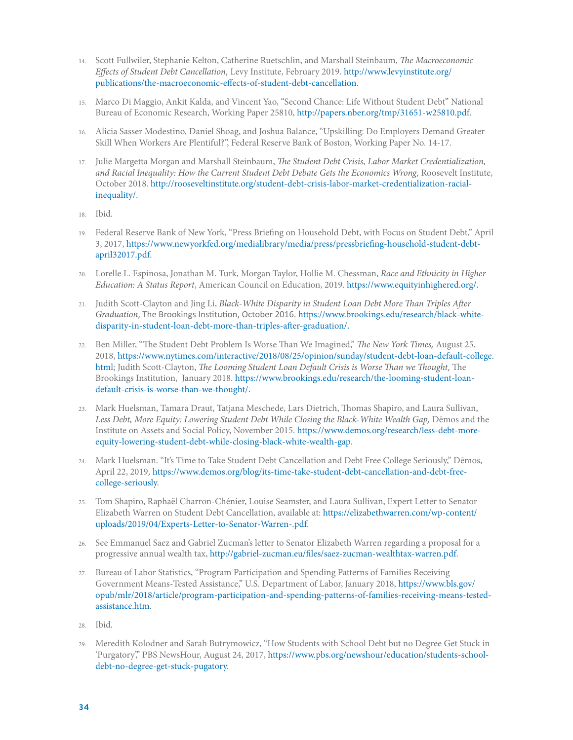14. Scott Fullwiler, Stephanie Kelton, Catherine Ruetschlin, and Marshall Steinbaum, *The Macroeconomic Effects of Student Debt Cancellation,* Levy Institute, February 2019. http://www.levyinstitute.org/publications/the-macroeconomic-effects-of-student-debt-cancellation.

15. Marco Di Maggio, Ankit Kalda, and Vincent Yao, "Second Chance: Life Without Student Debt" National Bureau of Economic Research, Working Paper 25810, http://papers.nber.org/tmp/31651-w25810.pdf.

16. Alicia Sasser Modestino, Daniel Shoag, and Joshua Balance, "Upskilling: Do Employers Demand Greater Skill When Workers Are Plentiful?", Federal Reserve Bank of Boston, Working Paper No. 14-17.

17. Julie Margetta Morgan and Marshall Steinbaum, *The Student Debt Crisis, Labor Market Credentialization, and Racial Inequality: How the Current Student Debt Debate Gets the Economics Wrong,* Roosevelt Institute, October 2018. http://rooseveltinstitute.org/student-debt-crisis-labor-market-credentialization-racial-inequality/.

18. Ibid.

19. Federal Reserve Bank of New York, "Press Briefing on Household Debt, with Focus on Student Debt," April 3, 2017, https://www.newyorkfed.org/medialibrary/media/press/pressbriefing-household-student-debt-april32017.pdf.

20. Lorelle L. Espinosa, Jonathan M. Turk, Morgan Taylor, Hollie M. Chessman, *Race and Ethnicity in Higher Education: A Status Report*, American Council on Education, 2019. https://www.equityinhighered.org/.

21. Judith Scott-Clayton and Jing Li, *Black-White Disparity in Student Loan Debt More Than Triples After Graduation,* The Brookings Institution, October 2016. https://www.brookings.edu/research/black-white-disparity-in-student-loan-debt-more-than-triples-after-graduation/.

22. Ben Miller, "The Student Debt Problem Is Worse Than We Imagined," *The New York Times,* August 25, 2018, https://www.nytimes.com/interactive/2018/08/25/opinion/sunday/student-debt-loan-default-college.html; Judith Scott-Clayton, *The Looming Student Loan Default Crisis is Worse Than we Thought,* The Brookings Institution, January 2018. https://www.brookings.edu/research/the-looming-student-loan-default-crisis-is-worse-than-we-thought/.

23. Mark Huelsman, Tamara Draut, Tatjana Meschede, Lars Dietrich, Thomas Shapiro, and Laura Sullivan, *Less Debt, More Equity: Lowering Student Debt While Closing the Black-White Wealth Gap,* Dēmos and the Institute on Assets and Social Policy, November 2015. https://www.demos.org/research/less-debt-more-equity-lowering-student-debt-while-closing-black-white-wealth-gap.

24. Mark Huelsman. "It's Time to Take Student Debt Cancellation and Debt Free College Seriously," Dēmos, April 22, 2019, https://www.demos.org/blog/its-time-take-student-debt-cancellation-and-debt-free-college-seriously.

25. Tom Shapiro, Raphaël Charron-Chénier, Louise Seamster, and Laura Sullivan, Expert Letter to Senator Elizabeth Warren on Student Debt Cancellation, available at: https://elizabethwarren.com/wp-content/uploads/2019/04/Experts-Letter-to-Senator-Warren-.pdf.

26. See Emmanuel Saez and Gabriel Zucman's letter to Senator Elizabeth Warren regarding a proposal for a progressive annual wealth tax, http://gabriel-zucman.eu/files/saez-zucman-wealthtax-warren.pdf.

27. Bureau of Labor Statistics, "Program Participation and Spending Patterns of Families Receiving Government Means-Tested Assistance," U.S. Department of Labor, January 2018, https://www.bls.gov/opub/mlr/2018/article/program-participation-and-spending-patterns-of-families-receiving-means-tested-assistance.htm.

28. Ibid.

29. Meredith Kolodner and Sarah Butrymowicz, "How Students with School Debt but no Degree Get Stuck in 'Purgatory'," PBS NewsHour, August 24, 2017, https://www.pbs.org/newshour/education/students-school-debt-no-degree-get-stuck-pugatory.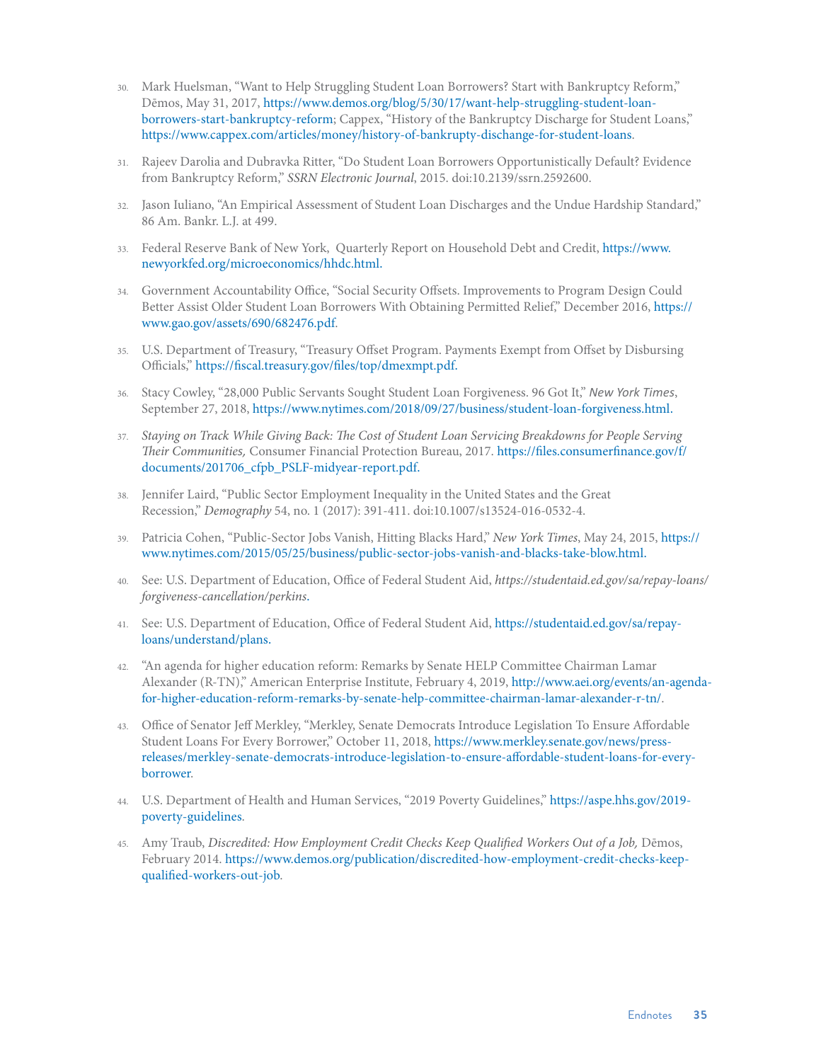30. Mark Huelsman, "Want to Help Struggling Student Loan Borrowers? Start with Bankruptcy Reform," Dēmos, May 31, 2017, https://www.demos.org/blog/5/30/17/want-help-struggling-student-loan-borrowers-start-bankruptcy-reform; Cappex, "History of the Bankruptcy Discharge for Student Loans," https://www.cappex.com/articles/money/history-of-bankrupty-dischange-for-student-loans.

31. Rajeev Darolia and Dubravka Ritter, "Do Student Loan Borrowers Opportunistically Default? Evidence from Bankruptcy Reform," *SSRN Electronic Journal*, 2015. doi:10.2139/ssrn.2592600.

32. Jason Iuliano, "An Empirical Assessment of Student Loan Discharges and the Undue Hardship Standard," 86 Am. Bankr. L.J. at 499.

33. Federal Reserve Bank of New York, Quarterly Report on Household Debt and Credit, https://www.newyorkfed.org/microeconomics/hhdc.html.

34. Government Accountability Office, "Social Security Offsets. Improvements to Program Design Could Better Assist Older Student Loan Borrowers With Obtaining Permitted Relief," December 2016, https://www.gao.gov/assets/690/682476.pdf.

35. U.S. Department of Treasury, "Treasury Offset Program. Payments Exempt from Offset by Disbursing Officials," https://fiscal.treasury.gov/files/top/dmexmpt.pdf.

36. Stacy Cowley, "28,000 Public Servants Sought Student Loan Forgiveness. 96 Got It," *New York Times*, September 27, 2018, https://www.nytimes.com/2018/09/27/business/student-loan-forgiveness.html.

37. *Staying on Track While Giving Back: The Cost of Student Loan Servicing Breakdowns for People Serving Their Communities,* Consumer Financial Protection Bureau, 2017. https://files.consumerfinance.gov/f/documents/201706_cfpb_PSLF-midyear-report.pdf.

38. Jennifer Laird, "Public Sector Employment Inequality in the United States and the Great Recession," *Demography* 54, no. 1 (2017): 391-411. doi:10.1007/s13524-016-0532-4.

39. Patricia Cohen, "Public-Sector Jobs Vanish, Hitting Blacks Hard," *New York Times*, May 24, 2015, https://www.nytimes.com/2015/05/25/business/public-sector-jobs-vanish-and-blacks-take-blow.html.

40. See: U.S. Department of Education, Office of Federal Student Aid, *https://studentaid.ed.gov/sa/repay-loans/forgiveness-cancellation/perkins*.

41. See: U.S. Department of Education, Office of Federal Student Aid, https://studentaid.ed.gov/sa/repay-loans/understand/plans.

42. "An agenda for higher education reform: Remarks by Senate HELP Committee Chairman Lamar Alexander (R-TN)," American Enterprise Institute, February 4, 2019, http://www.aei.org/events/an-agenda-for-higher-education-reform-remarks-by-senate-help-committee-chairman-lamar-alexander-r-tn/.

43. Office of Senator Jeff Merkley, "Merkley, Senate Democrats Introduce Legislation To Ensure Affordable Student Loans For Every Borrower," October 11, 2018, https://www.merkley.senate.gov/news/press-releases/merkley-senate-democrats-introduce-legislation-to-ensure-affordable-student-loans-for-every-borrower.

44. U.S. Department of Health and Human Services, "2019 Poverty Guidelines," https://aspe.hhs.gov/2019-poverty-guidelines.

45. Amy Traub, *Discredited: How Employment Credit Checks Keep Qualified Workers Out of a Job,* Dēmos, February 2014. https://www.demos.org/publication/discredited-how-employment-credit-checks-keep-qualified-workers-out-job.